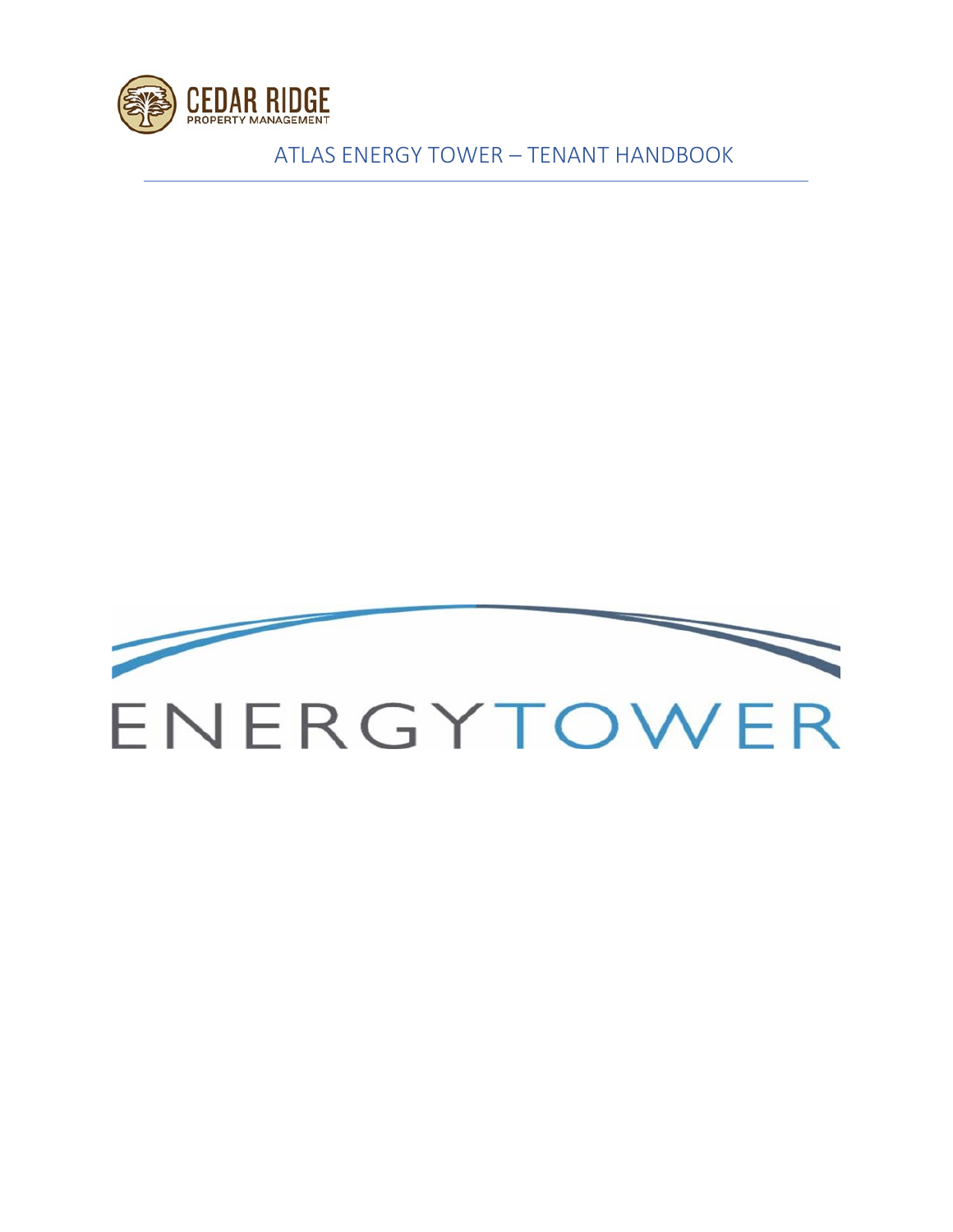CEDAR RIDGE
PROPERTY MANAGEMENT

# ATLAS ENERGY TOWER – TENANT HANDBOOK

ENERGYTOWER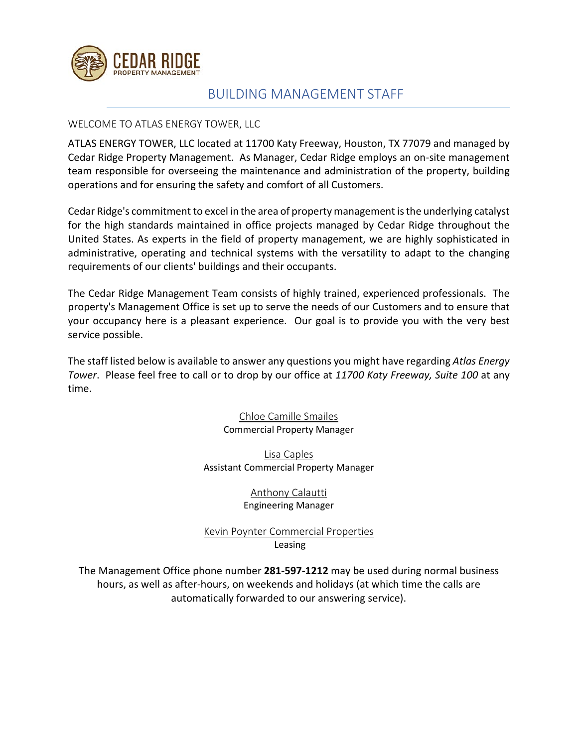# BUILDING MANAGEMENT STAFF

## WELCOME TO ATLAS ENERGY TOWER, LLC

ATLAS ENERGY TOWER, LLC located at 11700 Katy Freeway, Houston, TX 77079 and managed by Cedar Ridge Property Management. As Manager, Cedar Ridge employs an on-site management team responsible for overseeing the maintenance and administration of the property, building operations and for ensuring the safety and comfort of all Customers.

Cedar Ridge's commitment to excel in the area of property management is the underlying catalyst for the high standards maintained in office projects managed by Cedar Ridge throughout the United States. As experts in the field of property management, we are highly sophisticated in administrative, operating and technical systems with the versatility to adapt to the changing requirements of our clients' buildings and their occupants.

The Cedar Ridge Management Team consists of highly trained, experienced professionals. The property's Management Office is set up to serve the needs of our Customers and to ensure that your occupancy here is a pleasant experience. Our goal is to provide you with the very best service possible.

The staff listed below is available to answer any questions you might have regarding *Atlas Energy Tower*. Please feel free to call or to drop by our office at *11700 Katy Freeway, Suite 100* at any time.

Chloe Camille Smailes
Commercial Property Manager

Lisa Caples
Assistant Commercial Property Manager

Anthony Calautti
Engineering Manager

Kevin Poynter Commercial Properties
Leasing

The Management Office phone number **281-597-1212** may be used during normal business hours, as well as after-hours, on weekends and holidays (at which time the calls are automatically forwarded to our answering service).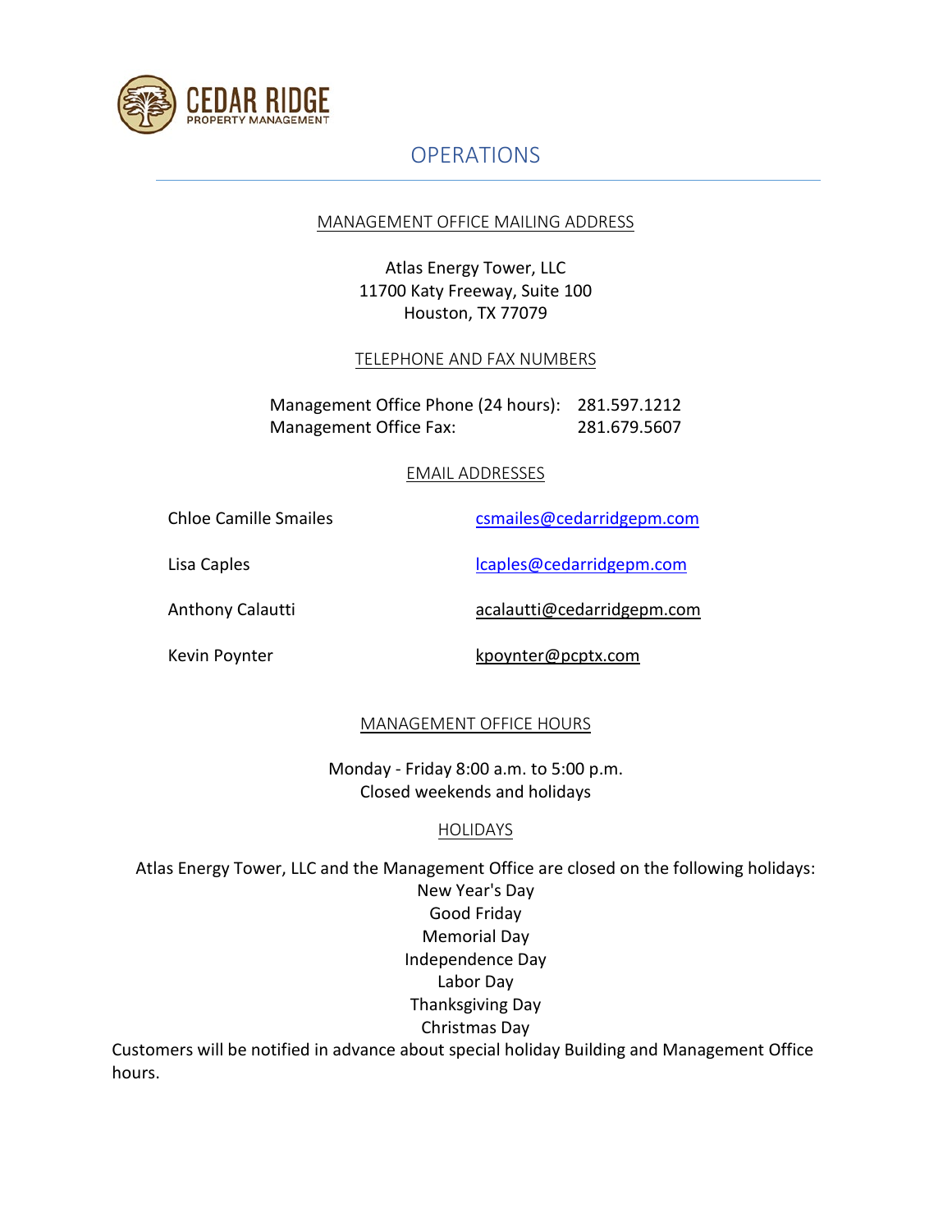# OPERATIONS

## MANAGEMENT OFFICE MAILING ADDRESS

Atlas Energy Tower, LLC
11700 Katy Freeway, Suite 100
Houston, TX 77079

## TELEPHONE AND FAX NUMBERS

Management Office Phone (24 hours): 281.597.1212
Management Office Fax: 281.679.5607

## EMAIL ADDRESSES

| | |
|---|---|
| Chloe Camille Smailes | csmailes@cedarridgepm.com |
| Lisa Caples | lcaples@cedarridgepm.com |
| Anthony Calautti | acalautti@cedarridgepm.com |
| Kevin Poynter | kpoynter@pcptx.com |

## MANAGEMENT OFFICE HOURS

Monday - Friday 8:00 a.m. to 5:00 p.m.
Closed weekends and holidays

## HOLIDAYS

Atlas Energy Tower, LLC and the Management Office are closed on the following holidays:

New Year's Day
Good Friday
Memorial Day
Independence Day
Labor Day
Thanksgiving Day
Christmas Day

Customers will be notified in advance about special holiday Building and Management Office hours.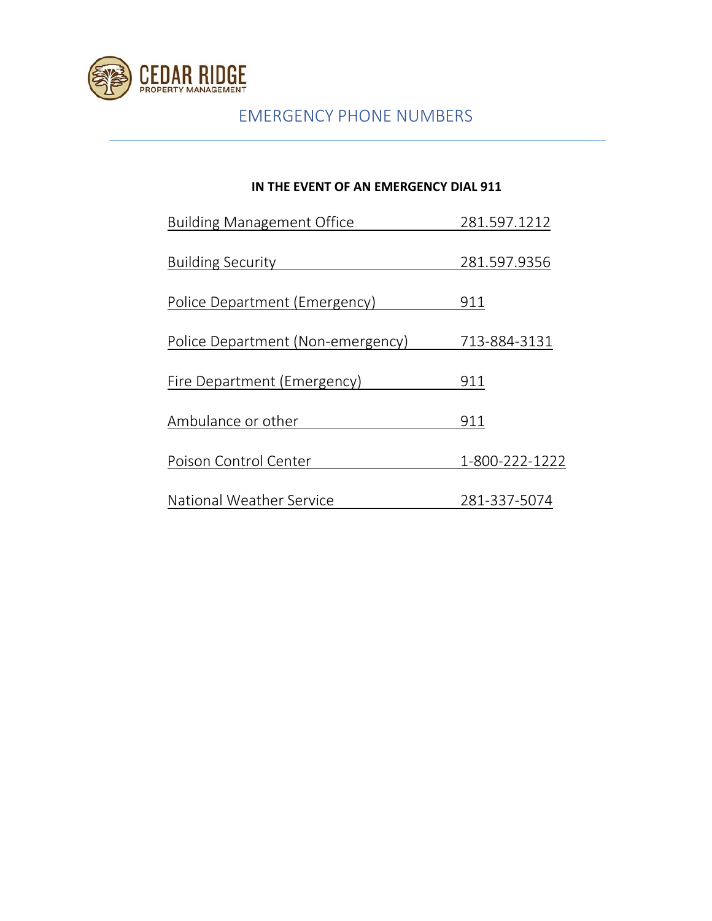CEDAR RIDGE
PROPERTY MANAGEMENT

# EMERGENCY PHONE NUMBERS

**IN THE EVENT OF AN EMERGENCY DIAL 911**

| | |
|---|---|
| Building Management Office | 281.597.1212 |
| Building Security | 281.597.9356 |
| Police Department (Emergency) | 911 |
| Police Department (Non-emergency) | 713-884-3131 |
| Fire Department (Emergency) | 911 |
| Ambulance or other | 911 |
| Poison Control Center | 1-800-222-1222 |
| National Weather Service | 281-337-5074 |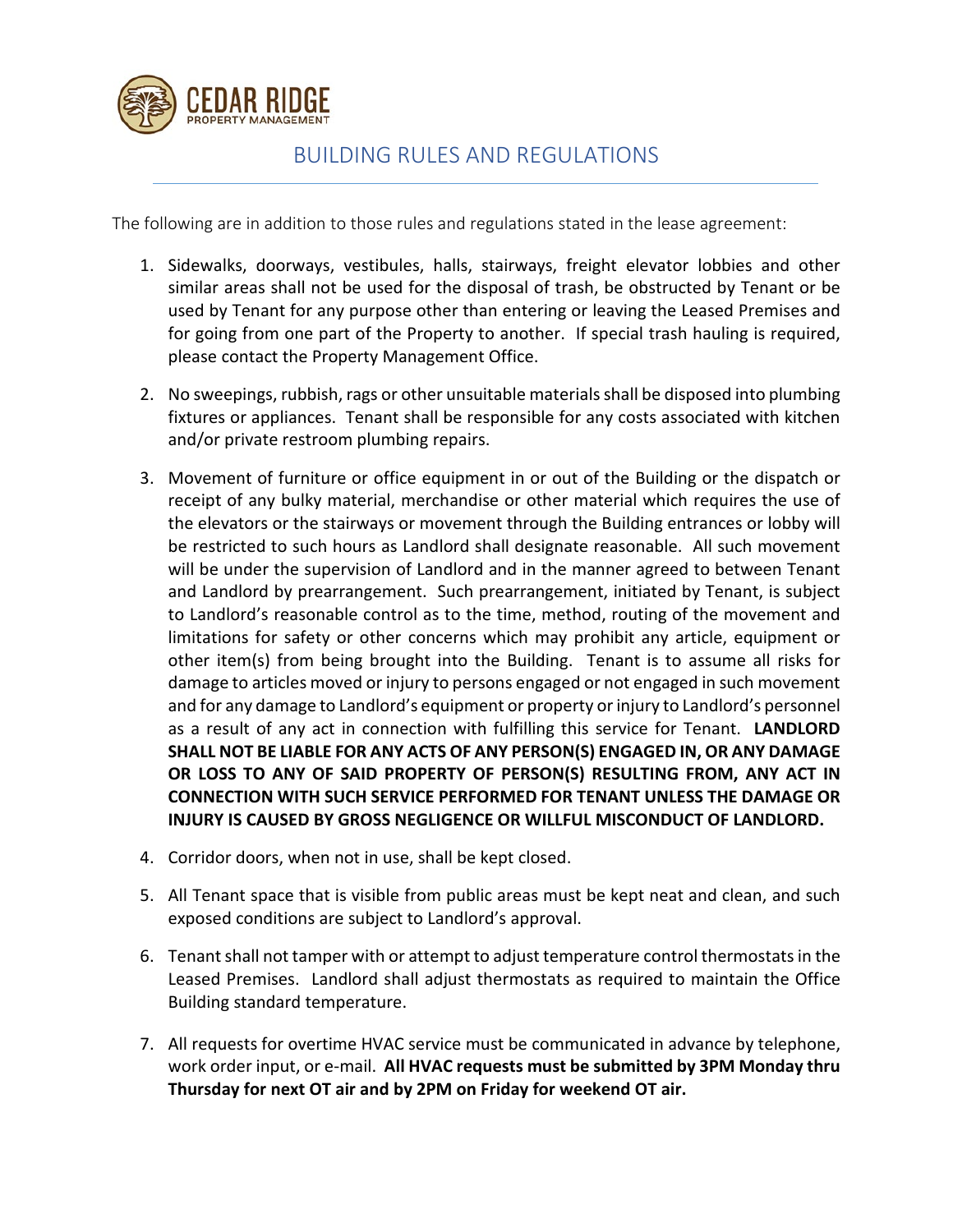CEDAR RIDGE
PROPERTY MANAGEMENT

# BUILDING RULES AND REGULATIONS

The following are in addition to those rules and regulations stated in the lease agreement:

1. Sidewalks, doorways, vestibules, halls, stairways, freight elevator lobbies and other similar areas shall not be used for the disposal of trash, be obstructed by Tenant or be used by Tenant for any purpose other than entering or leaving the Leased Premises and for going from one part of the Property to another. If special trash hauling is required, please contact the Property Management Office.

2. No sweepings, rubbish, rags or other unsuitable materials shall be disposed into plumbing fixtures or appliances. Tenant shall be responsible for any costs associated with kitchen and/or private restroom plumbing repairs.

3. Movement of furniture or office equipment in or out of the Building or the dispatch or receipt of any bulky material, merchandise or other material which requires the use of the elevators or the stairways or movement through the Building entrances or lobby will be restricted to such hours as Landlord shall designate reasonable. All such movement will be under the supervision of Landlord and in the manner agreed to between Tenant and Landlord by prearrangement. Such prearrangement, initiated by Tenant, is subject to Landlord's reasonable control as to the time, method, routing of the movement and limitations for safety or other concerns which may prohibit any article, equipment or other item(s) from being brought into the Building. Tenant is to assume all risks for damage to articles moved or injury to persons engaged or not engaged in such movement and for any damage to Landlord's equipment or property or injury to Landlord's personnel as a result of any act in connection with fulfilling this service for Tenant. **LANDLORD SHALL NOT BE LIABLE FOR ANY ACTS OF ANY PERSON(S) ENGAGED IN, OR ANY DAMAGE OR LOSS TO ANY OF SAID PROPERTY OF PERSON(S) RESULTING FROM, ANY ACT IN CONNECTION WITH SUCH SERVICE PERFORMED FOR TENANT UNLESS THE DAMAGE OR INJURY IS CAUSED BY GROSS NEGLIGENCE OR WILLFUL MISCONDUCT OF LANDLORD.**

4. Corridor doors, when not in use, shall be kept closed.

5. All Tenant space that is visible from public areas must be kept neat and clean, and such exposed conditions are subject to Landlord's approval.

6. Tenant shall not tamper with or attempt to adjust temperature control thermostats in the Leased Premises. Landlord shall adjust thermostats as required to maintain the Office Building standard temperature.

7. All requests for overtime HVAC service must be communicated in advance by telephone, work order input, or e-mail. **All HVAC requests must be submitted by 3PM Monday thru Thursday for next OT air and by 2PM on Friday for weekend OT air.**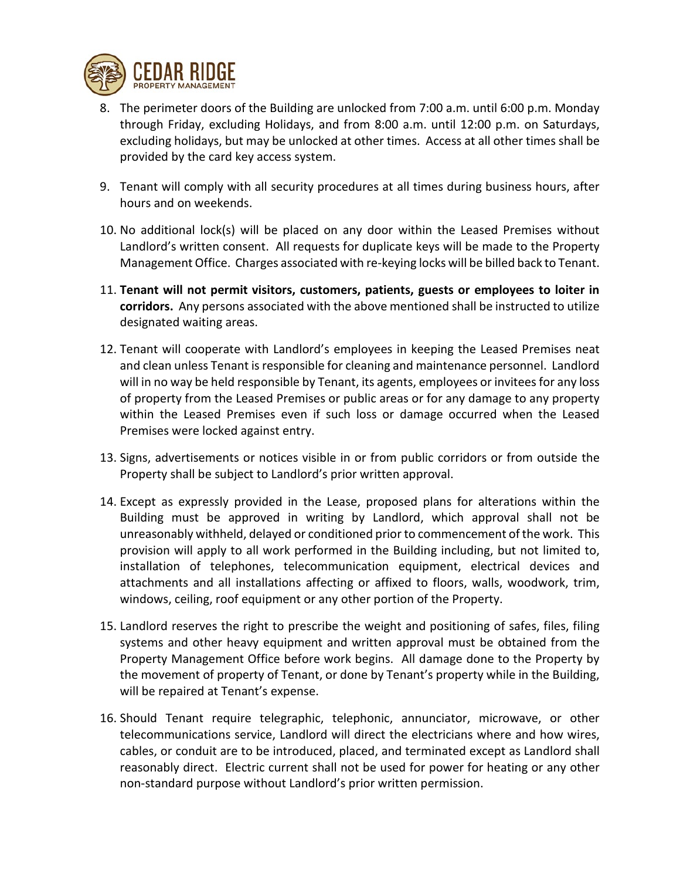8. The perimeter doors of the Building are unlocked from 7:00 a.m. until 6:00 p.m. Monday through Friday, excluding Holidays, and from 8:00 a.m. until 12:00 p.m. on Saturdays, excluding holidays, but may be unlocked at other times. Access at all other times shall be provided by the card key access system.

9. Tenant will comply with all security procedures at all times during business hours, after hours and on weekends.

10. No additional lock(s) will be placed on any door within the Leased Premises without Landlord's written consent. All requests for duplicate keys will be made to the Property Management Office. Charges associated with re-keying locks will be billed back to Tenant.

11. **Tenant will not permit visitors, customers, patients, guests or employees to loiter in corridors.** Any persons associated with the above mentioned shall be instructed to utilize designated waiting areas.

12. Tenant will cooperate with Landlord's employees in keeping the Leased Premises neat and clean unless Tenant is responsible for cleaning and maintenance personnel. Landlord will in no way be held responsible by Tenant, its agents, employees or invitees for any loss of property from the Leased Premises or public areas or for any damage to any property within the Leased Premises even if such loss or damage occurred when the Leased Premises were locked against entry.

13. Signs, advertisements or notices visible in or from public corridors or from outside the Property shall be subject to Landlord's prior written approval.

14. Except as expressly provided in the Lease, proposed plans for alterations within the Building must be approved in writing by Landlord, which approval shall not be unreasonably withheld, delayed or conditioned prior to commencement of the work. This provision will apply to all work performed in the Building including, but not limited to, installation of telephones, telecommunication equipment, electrical devices and attachments and all installations affecting or affixed to floors, walls, woodwork, trim, windows, ceiling, roof equipment or any other portion of the Property.

15. Landlord reserves the right to prescribe the weight and positioning of safes, files, filing systems and other heavy equipment and written approval must be obtained from the Property Management Office before work begins. All damage done to the Property by the movement of property of Tenant, or done by Tenant's property while in the Building, will be repaired at Tenant's expense.

16. Should Tenant require telegraphic, telephonic, annunciator, microwave, or other telecommunications service, Landlord will direct the electricians where and how wires, cables, or conduit are to be introduced, placed, and terminated except as Landlord shall reasonably direct. Electric current shall not be used for power for heating or any other non-standard purpose without Landlord's prior written permission.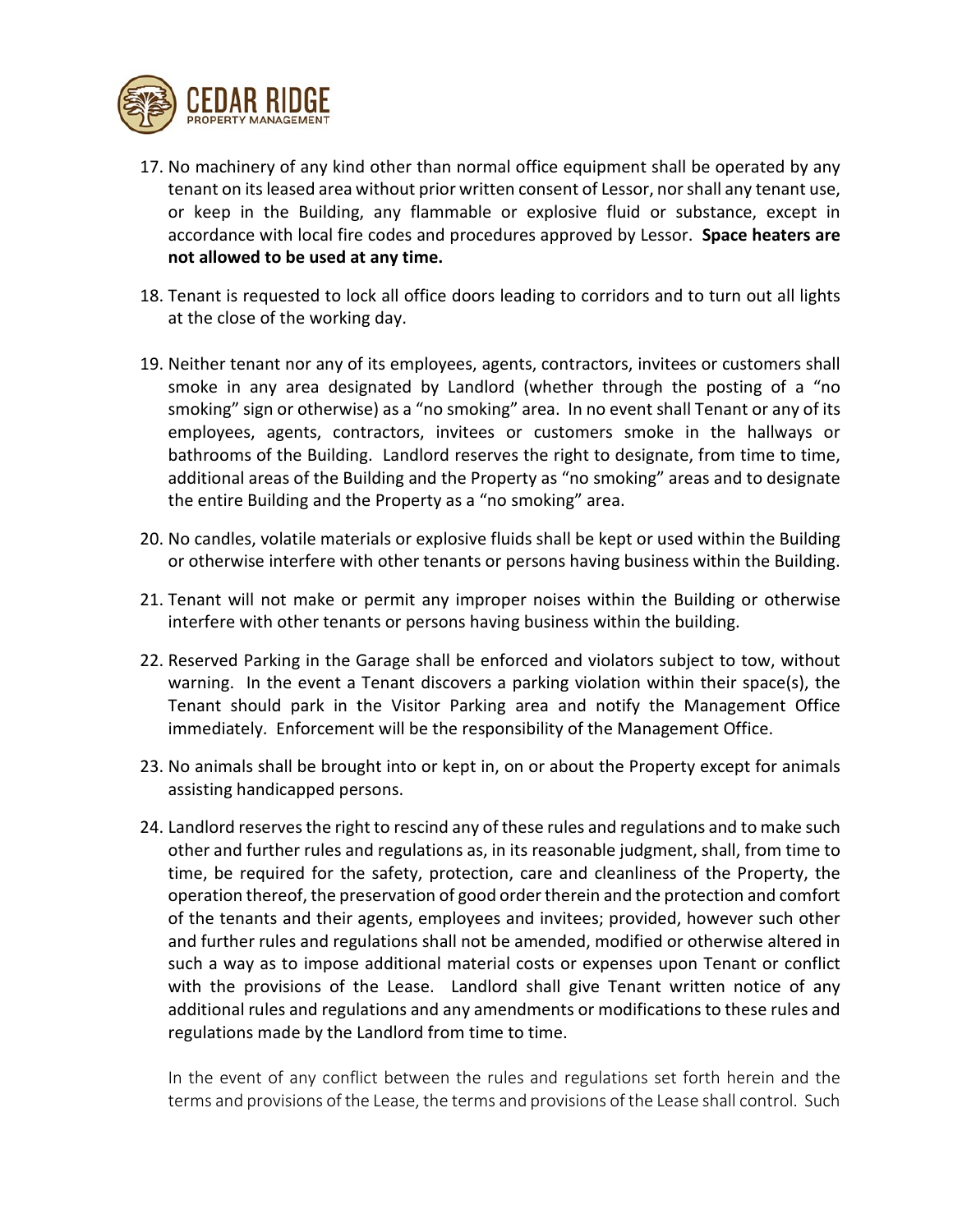17. No machinery of any kind other than normal office equipment shall be operated by any tenant on its leased area without prior written consent of Lessor, nor shall any tenant use, or keep in the Building, any flammable or explosive fluid or substance, except in accordance with local fire codes and procedures approved by Lessor. **Space heaters are not allowed to be used at any time.**

18. Tenant is requested to lock all office doors leading to corridors and to turn out all lights at the close of the working day.

19. Neither tenant nor any of its employees, agents, contractors, invitees or customers shall smoke in any area designated by Landlord (whether through the posting of a "no smoking" sign or otherwise) as a "no smoking" area. In no event shall Tenant or any of its employees, agents, contractors, invitees or customers smoke in the hallways or bathrooms of the Building. Landlord reserves the right to designate, from time to time, additional areas of the Building and the Property as "no smoking" areas and to designate the entire Building and the Property as a "no smoking" area.

20. No candles, volatile materials or explosive fluids shall be kept or used within the Building or otherwise interfere with other tenants or persons having business within the Building.

21. Tenant will not make or permit any improper noises within the Building or otherwise interfere with other tenants or persons having business within the building.

22. Reserved Parking in the Garage shall be enforced and violators subject to tow, without warning. In the event a Tenant discovers a parking violation within their space(s), the Tenant should park in the Visitor Parking area and notify the Management Office immediately. Enforcement will be the responsibility of the Management Office.

23. No animals shall be brought into or kept in, on or about the Property except for animals assisting handicapped persons.

24. Landlord reserves the right to rescind any of these rules and regulations and to make such other and further rules and regulations as, in its reasonable judgment, shall, from time to time, be required for the safety, protection, care and cleanliness of the Property, the operation thereof, the preservation of good order therein and the protection and comfort of the tenants and their agents, employees and invitees; provided, however such other and further rules and regulations shall not be amended, modified or otherwise altered in such a way as to impose additional material costs or expenses upon Tenant or conflict with the provisions of the Lease. Landlord shall give Tenant written notice of any additional rules and regulations and any amendments or modifications to these rules and regulations made by the Landlord from time to time.

    In the event of any conflict between the rules and regulations set forth herein and the terms and provisions of the Lease, the terms and provisions of the Lease shall control. Such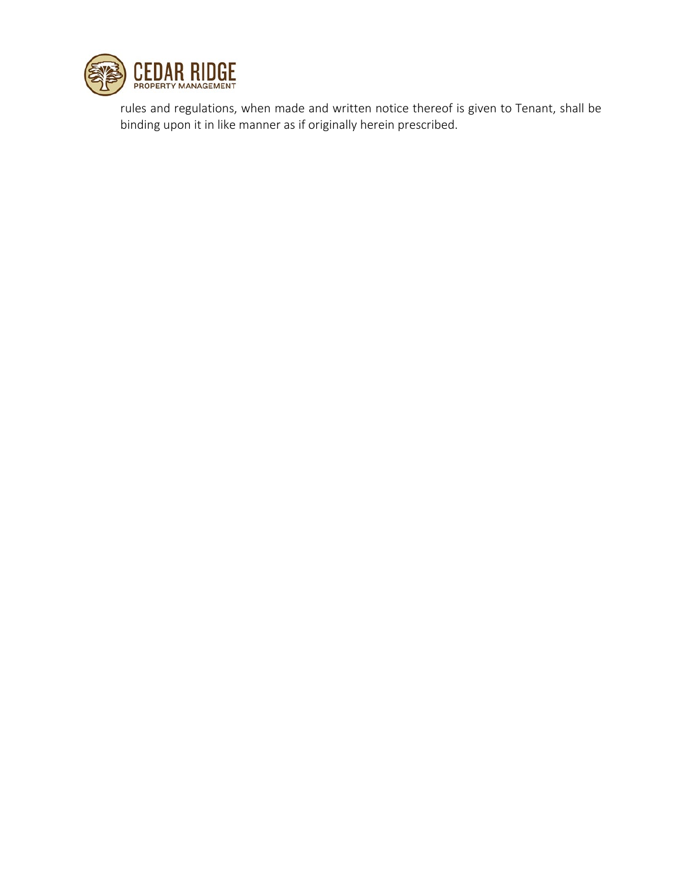rules and regulations, when made and written notice thereof is given to Tenant, shall be binding upon it in like manner as if originally herein prescribed.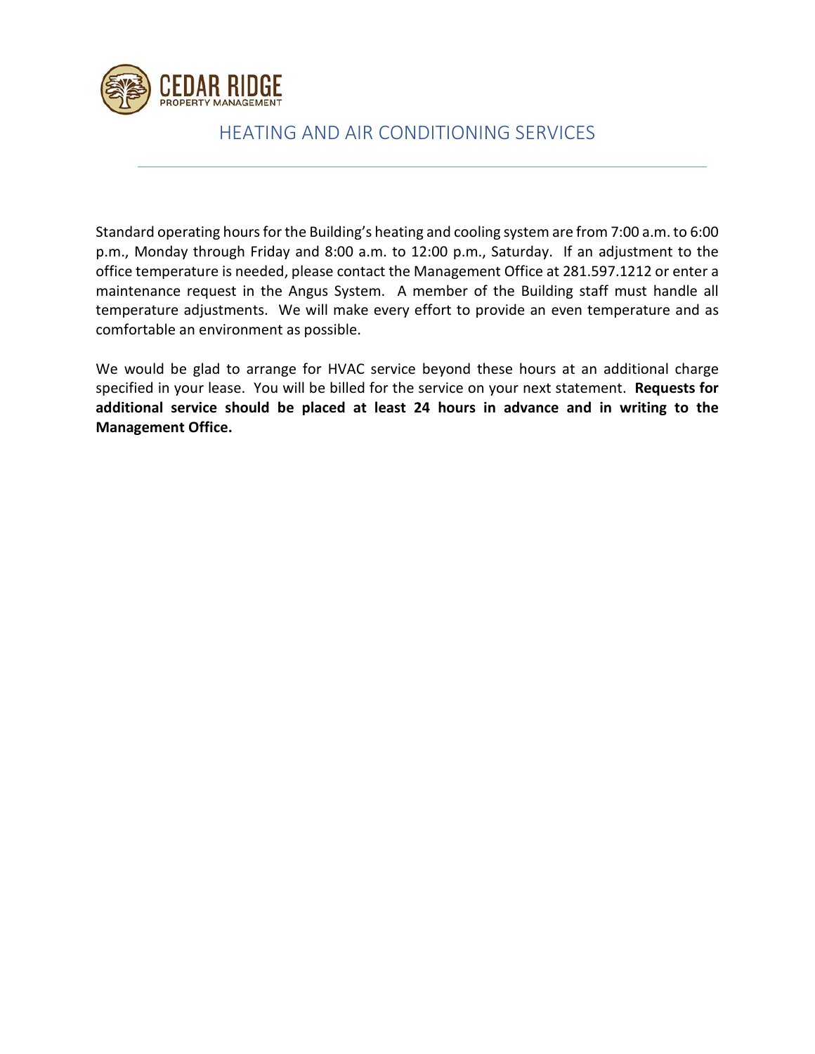CEDAR RIDGE
PROPERTY MANAGEMENT

# HEATING AND AIR CONDITIONING SERVICES

Standard operating hours for the Building's heating and cooling system are from 7:00 a.m. to 6:00 p.m., Monday through Friday and 8:00 a.m. to 12:00 p.m., Saturday. If an adjustment to the office temperature is needed, please contact the Management Office at 281.597.1212 or enter a maintenance request in the Angus System. A member of the Building staff must handle all temperature adjustments. We will make every effort to provide an even temperature and as comfortable an environment as possible.

We would be glad to arrange for HVAC service beyond these hours at an additional charge specified in your lease. You will be billed for the service on your next statement. **Requests for additional service should be placed at least 24 hours in advance and in writing to the Management Office.**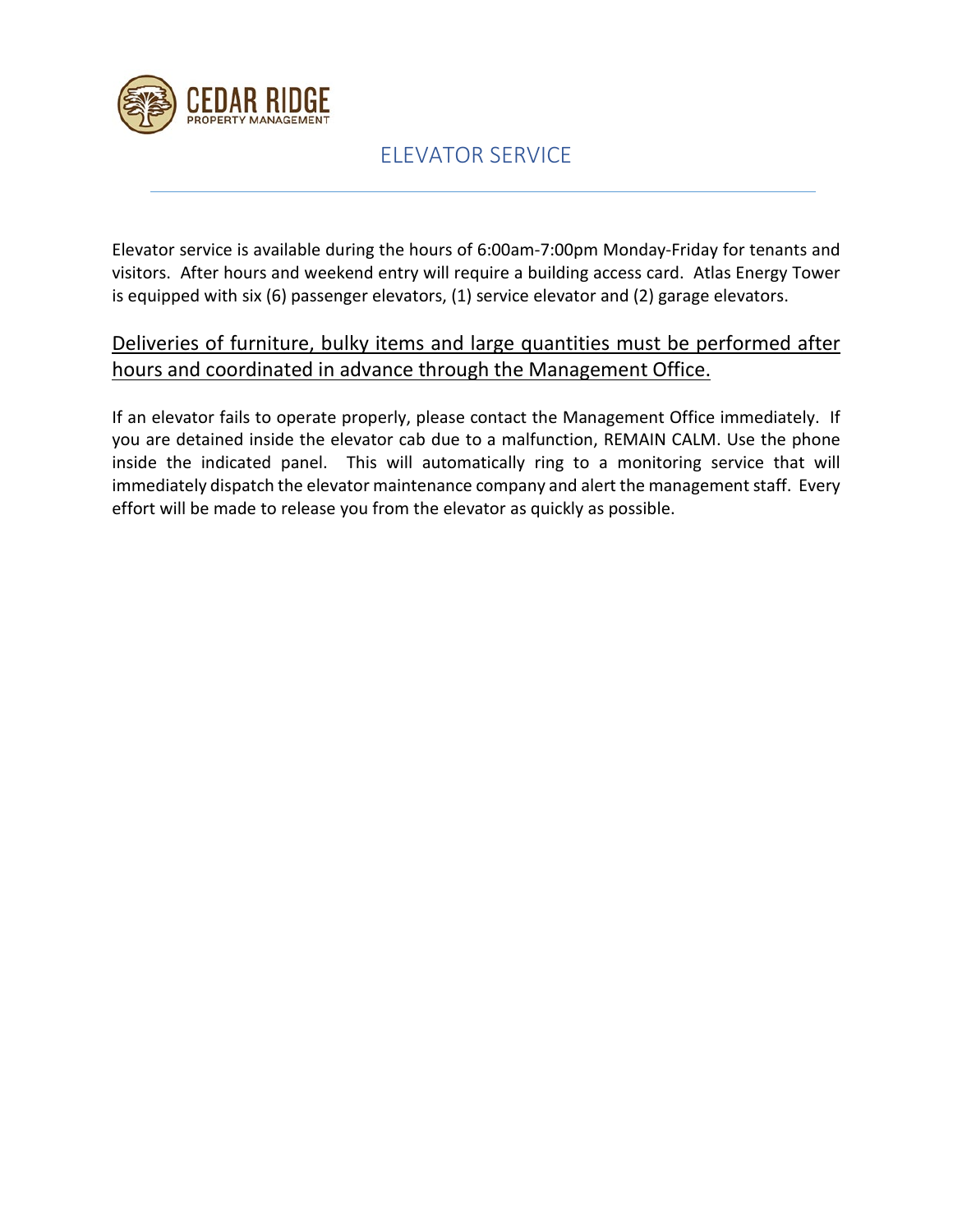# ELEVATOR SERVICE

Elevator service is available during the hours of 6:00am-7:00pm Monday-Friday for tenants and visitors. After hours and weekend entry will require a building access card. Atlas Energy Tower is equipped with six (6) passenger elevators, (1) service elevator and (2) garage elevators.

<u>Deliveries of furniture, bulky items and large quantities must be performed after hours and coordinated in advance through the Management Office.</u>

If an elevator fails to operate properly, please contact the Management Office immediately. If you are detained inside the elevator cab due to a malfunction, REMAIN CALM. Use the phone inside the indicated panel. This will automatically ring to a monitoring service that will immediately dispatch the elevator maintenance company and alert the management staff. Every effort will be made to release you from the elevator as quickly as possible.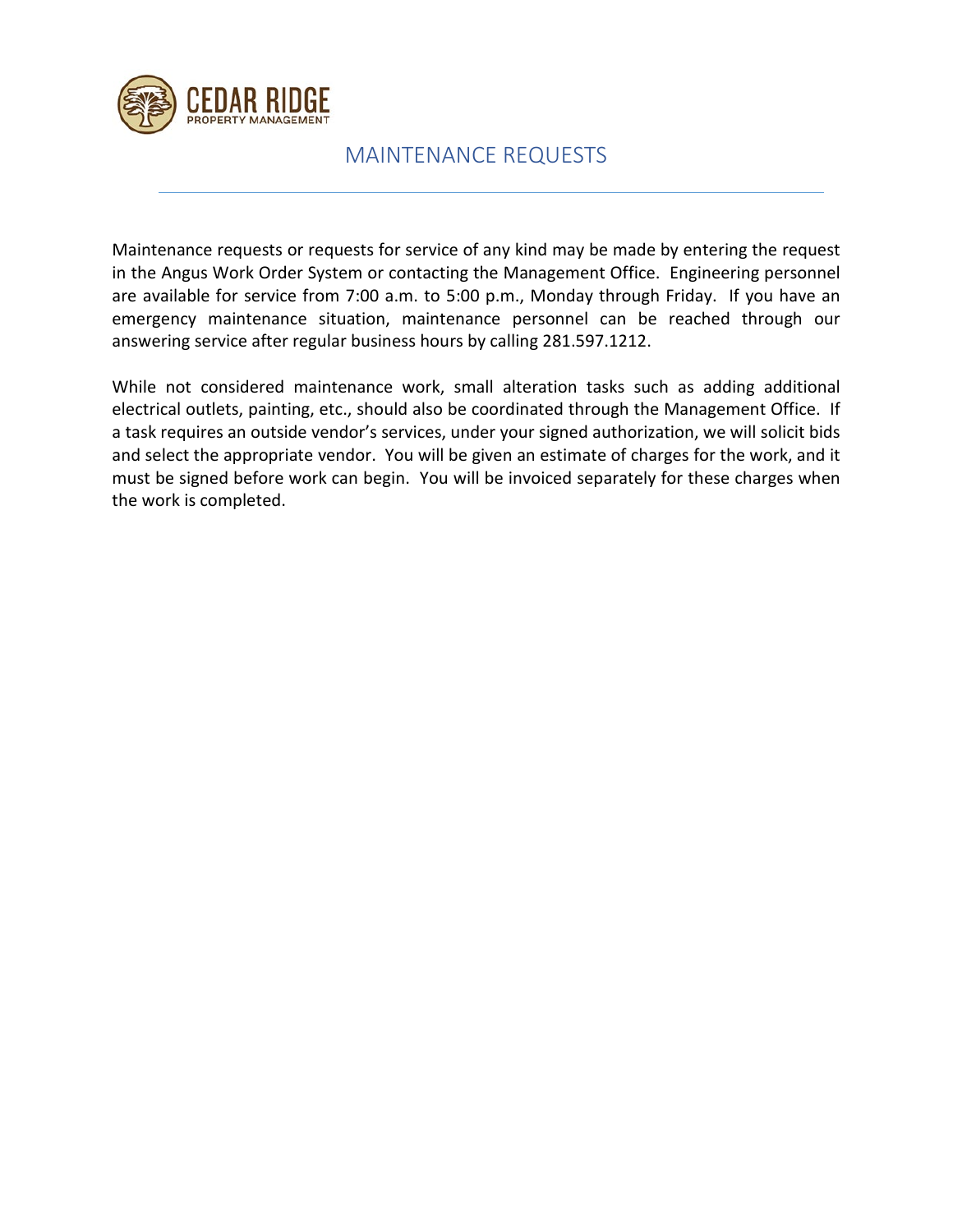# MAINTENANCE REQUESTS

Maintenance requests or requests for service of any kind may be made by entering the request in the Angus Work Order System or contacting the Management Office. Engineering personnel are available for service from 7:00 a.m. to 5:00 p.m., Monday through Friday. If you have an emergency maintenance situation, maintenance personnel can be reached through our answering service after regular business hours by calling 281.597.1212.

While not considered maintenance work, small alteration tasks such as adding additional electrical outlets, painting, etc., should also be coordinated through the Management Office. If a task requires an outside vendor's services, under your signed authorization, we will solicit bids and select the appropriate vendor. You will be given an estimate of charges for the work, and it must be signed before work can begin. You will be invoiced separately for these charges when the work is completed.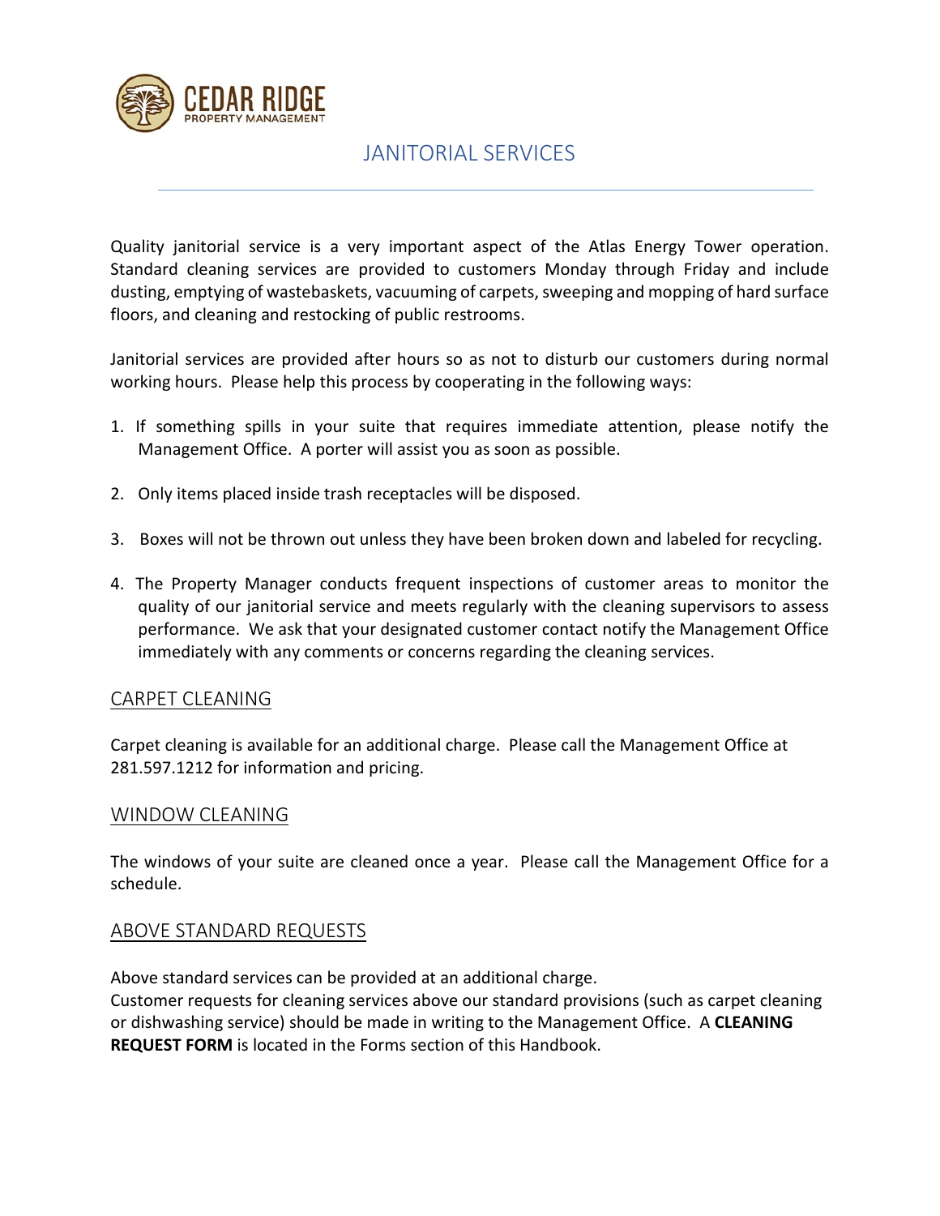# JANITORIAL SERVICES

Quality janitorial service is a very important aspect of the Atlas Energy Tower operation. Standard cleaning services are provided to customers Monday through Friday and include dusting, emptying of wastebaskets, vacuuming of carpets, sweeping and mopping of hard surface floors, and cleaning and restocking of public restrooms.

Janitorial services are provided after hours so as not to disturb our customers during normal working hours. Please help this process by cooperating in the following ways:

1. If something spills in your suite that requires immediate attention, please notify the Management Office. A porter will assist you as soon as possible.
2. Only items placed inside trash receptacles will be disposed.
3. Boxes will not be thrown out unless they have been broken down and labeled for recycling.
4. The Property Manager conducts frequent inspections of customer areas to monitor the quality of our janitorial service and meets regularly with the cleaning supervisors to assess performance. We ask that your designated customer contact notify the Management Office immediately with any comments or concerns regarding the cleaning services.

## CARPET CLEANING

Carpet cleaning is available for an additional charge. Please call the Management Office at 281.597.1212 for information and pricing.

## WINDOW CLEANING

The windows of your suite are cleaned once a year. Please call the Management Office for a schedule.

## ABOVE STANDARD REQUESTS

Above standard services can be provided at an additional charge.
Customer requests for cleaning services above our standard provisions (such as carpet cleaning or dishwashing service) should be made in writing to the Management Office. A **CLEANING REQUEST FORM** is located in the Forms section of this Handbook.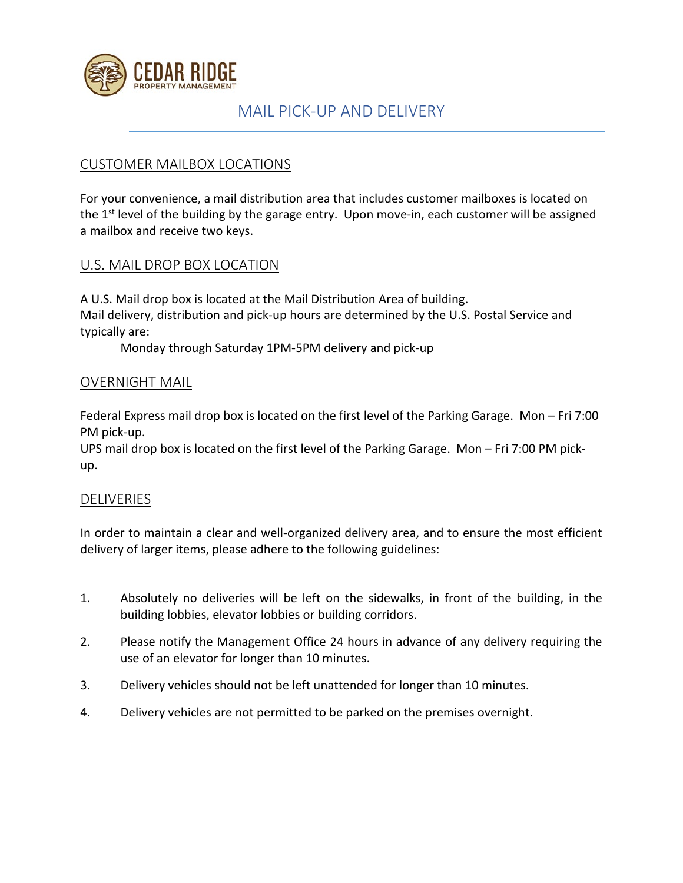# MAIL PICK-UP AND DELIVERY

## CUSTOMER MAILBOX LOCATIONS

For your convenience, a mail distribution area that includes customer mailboxes is located on the 1st level of the building by the garage entry. Upon move-in, each customer will be assigned a mailbox and receive two keys.

## U.S. MAIL DROP BOX LOCATION

A U.S. Mail drop box is located at the Mail Distribution Area of building.
Mail delivery, distribution and pick-up hours are determined by the U.S. Postal Service and typically are:

Monday through Saturday 1PM-5PM delivery and pick-up

## OVERNIGHT MAIL

Federal Express mail drop box is located on the first level of the Parking Garage. Mon – Fri 7:00 PM pick-up.
UPS mail drop box is located on the first level of the Parking Garage. Mon – Fri 7:00 PM pick-up.

## DELIVERIES

In order to maintain a clear and well-organized delivery area, and to ensure the most efficient delivery of larger items, please adhere to the following guidelines:

1. Absolutely no deliveries will be left on the sidewalks, in front of the building, in the building lobbies, elevator lobbies or building corridors.
2. Please notify the Management Office 24 hours in advance of any delivery requiring the use of an elevator for longer than 10 minutes.
3. Delivery vehicles should not be left unattended for longer than 10 minutes.
4. Delivery vehicles are not permitted to be parked on the premises overnight.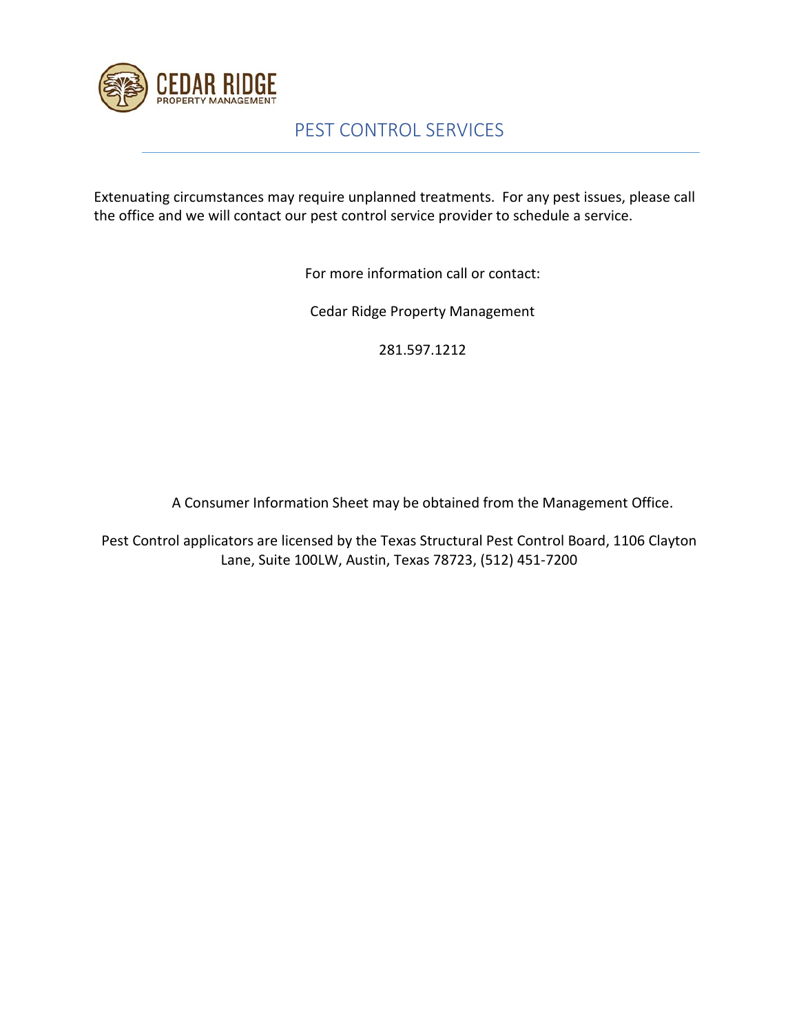# PEST CONTROL SERVICES

Extenuating circumstances may require unplanned treatments. For any pest issues, please call the office and we will contact our pest control service provider to schedule a service.

For more information call or contact:

Cedar Ridge Property Management

281.597.1212

A Consumer Information Sheet may be obtained from the Management Office.

Pest Control applicators are licensed by the Texas Structural Pest Control Board, 1106 Clayton Lane, Suite 100LW, Austin, Texas 78723, (512) 451-7200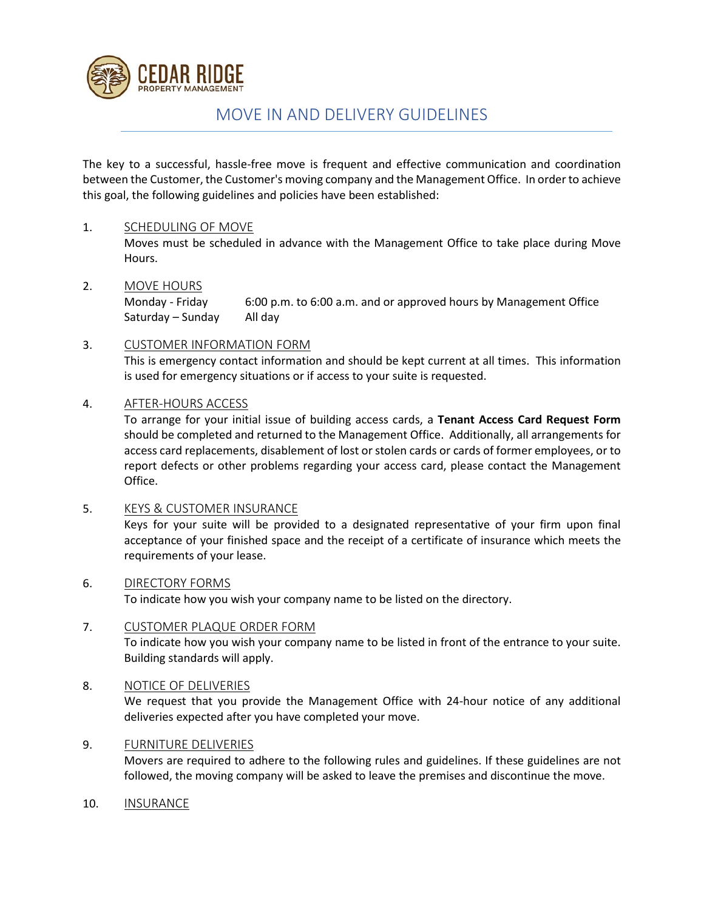CEDAR RIDGE
PROPERTY MANAGEMENT

# MOVE IN AND DELIVERY GUIDELINES

The key to a successful, hassle-free move is frequent and effective communication and coordination between the Customer, the Customer's moving company and the Management Office. In order to achieve this goal, the following guidelines and policies have been established:

1. SCHEDULING OF MOVE

   Moves must be scheduled in advance with the Management Office to take place during Move Hours.

2. MOVE HOURS

   | | |
   |---|---|
   | Monday - Friday | 6:00 p.m. to 6:00 a.m. and or approved hours by Management Office |
   | Saturday – Sunday | All day |

3. CUSTOMER INFORMATION FORM

   This is emergency contact information and should be kept current at all times. This information is used for emergency situations or if access to your suite is requested.

4. AFTER-HOURS ACCESS

   To arrange for your initial issue of building access cards, a **Tenant Access Card Request Form** should be completed and returned to the Management Office. Additionally, all arrangements for access card replacements, disablement of lost or stolen cards or cards of former employees, or to report defects or other problems regarding your access card, please contact the Management Office.

5. KEYS & CUSTOMER INSURANCE

   Keys for your suite will be provided to a designated representative of your firm upon final acceptance of your finished space and the receipt of a certificate of insurance which meets the requirements of your lease.

6. DIRECTORY FORMS

   To indicate how you wish your company name to be listed on the directory.

7. CUSTOMER PLAQUE ORDER FORM

   To indicate how you wish your company name to be listed in front of the entrance to your suite. Building standards will apply.

8. NOTICE OF DELIVERIES

   We request that you provide the Management Office with 24-hour notice of any additional deliveries expected after you have completed your move.

9. FURNITURE DELIVERIES

   Movers are required to adhere to the following rules and guidelines. If these guidelines are not followed, the moving company will be asked to leave the premises and discontinue the move.

10. INSURANCE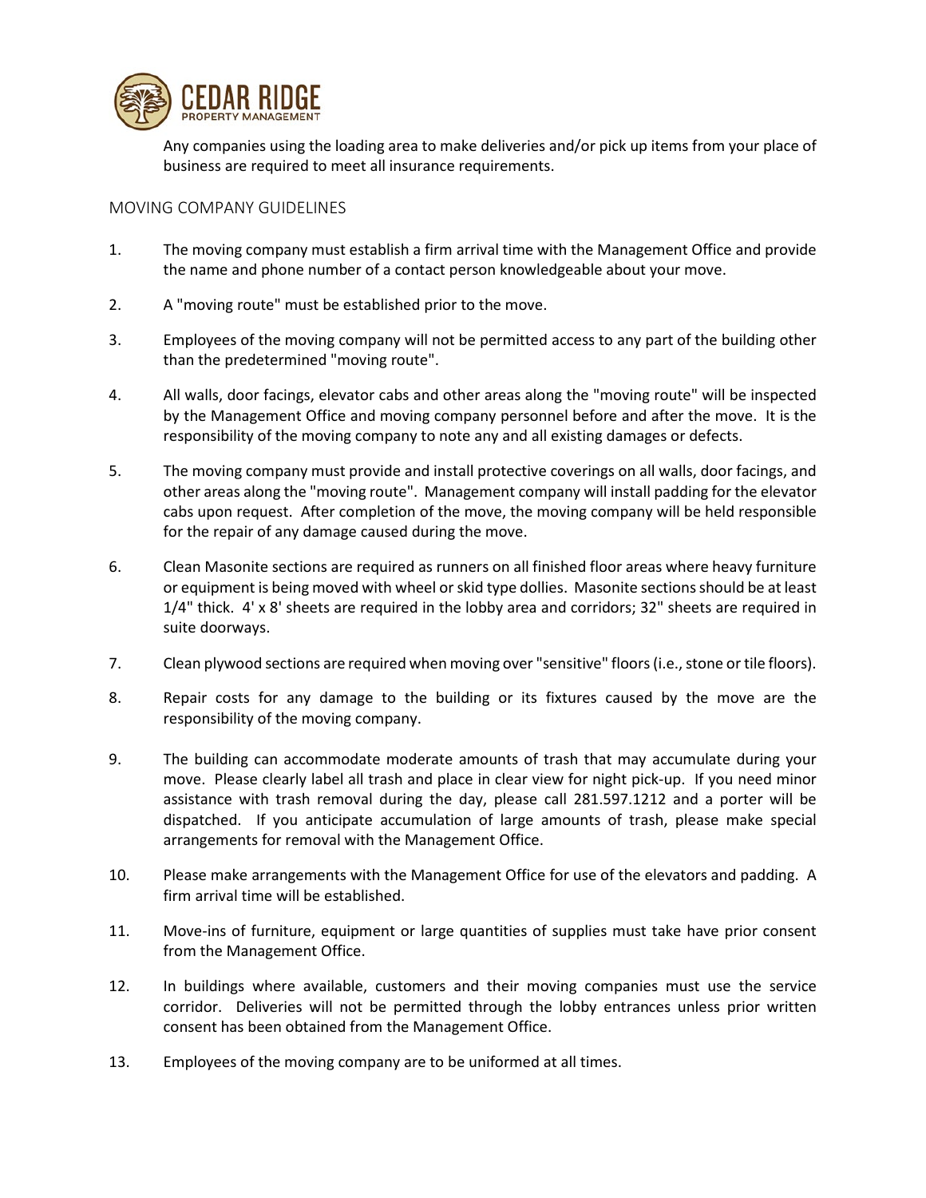Any companies using the loading area to make deliveries and/or pick up items from your place of business are required to meet all insurance requirements.

## MOVING COMPANY GUIDELINES

1. The moving company must establish a firm arrival time with the Management Office and provide the name and phone number of a contact person knowledgeable about your move.

2. A "moving route" must be established prior to the move.

3. Employees of the moving company will not be permitted access to any part of the building other than the predetermined "moving route".

4. All walls, door facings, elevator cabs and other areas along the "moving route" will be inspected by the Management Office and moving company personnel before and after the move. It is the responsibility of the moving company to note any and all existing damages or defects.

5. The moving company must provide and install protective coverings on all walls, door facings, and other areas along the "moving route". Management company will install padding for the elevator cabs upon request. After completion of the move, the moving company will be held responsible for the repair of any damage caused during the move.

6. Clean Masonite sections are required as runners on all finished floor areas where heavy furniture or equipment is being moved with wheel or skid type dollies. Masonite sections should be at least 1/4" thick. 4' x 8' sheets are required in the lobby area and corridors; 32" sheets are required in suite doorways.

7. Clean plywood sections are required when moving over "sensitive" floors (i.e., stone or tile floors).

8. Repair costs for any damage to the building or its fixtures caused by the move are the responsibility of the moving company.

9. The building can accommodate moderate amounts of trash that may accumulate during your move. Please clearly label all trash and place in clear view for night pick-up. If you need minor assistance with trash removal during the day, please call 281.597.1212 and a porter will be dispatched. If you anticipate accumulation of large amounts of trash, please make special arrangements for removal with the Management Office.

10. Please make arrangements with the Management Office for use of the elevators and padding. A firm arrival time will be established.

11. Move-ins of furniture, equipment or large quantities of supplies must take have prior consent from the Management Office.

12. In buildings where available, customers and their moving companies must use the service corridor. Deliveries will not be permitted through the lobby entrances unless prior written consent has been obtained from the Management Office.

13. Employees of the moving company are to be uniformed at all times.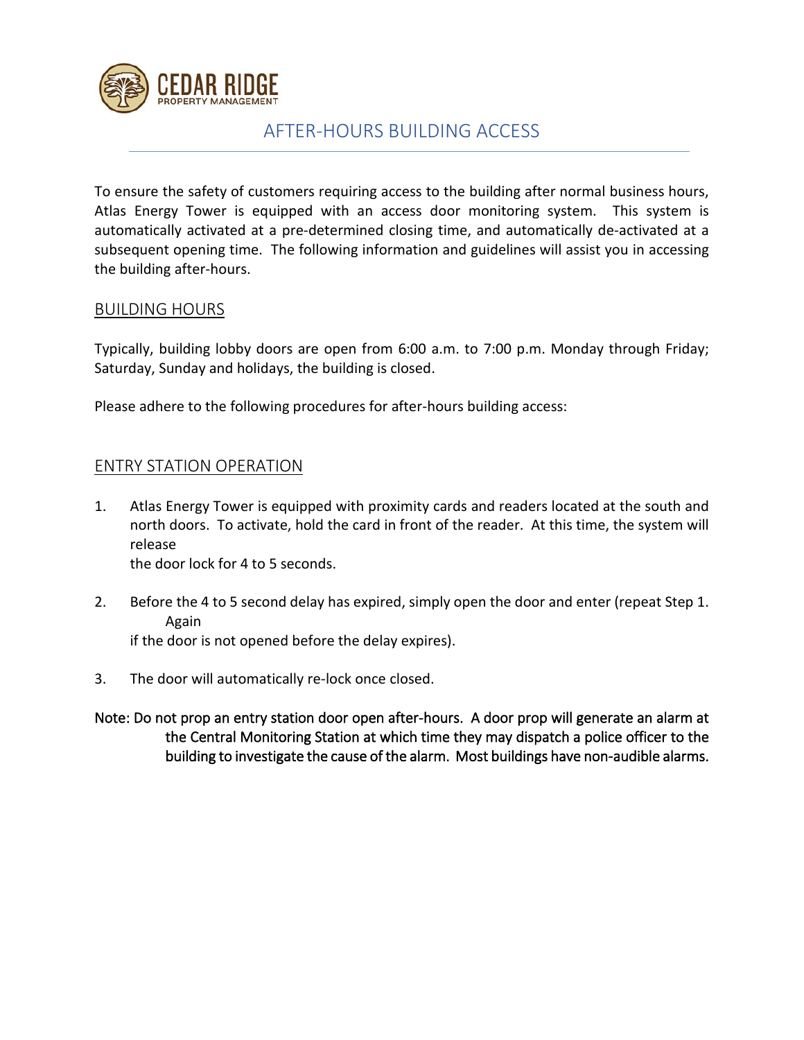# AFTER-HOURS BUILDING ACCESS

To ensure the safety of customers requiring access to the building after normal business hours, Atlas Energy Tower is equipped with an access door monitoring system. This system is automatically activated at a pre-determined closing time, and automatically de-activated at a subsequent opening time. The following information and guidelines will assist you in accessing the building after-hours.

## BUILDING HOURS

Typically, building lobby doors are open from 6:00 a.m. to 7:00 p.m. Monday through Friday; Saturday, Sunday and holidays, the building is closed.

Please adhere to the following procedures for after-hours building access:

## ENTRY STATION OPERATION

1. Atlas Energy Tower is equipped with proximity cards and readers located at the south and north doors. To activate, hold the card in front of the reader. At this time, the system will release the door lock for 4 to 5 seconds.

2. Before the 4 to 5 second delay has expired, simply open the door and enter (repeat Step 1. Again if the door is not opened before the delay expires).

3. The door will automatically re-lock once closed.

Note: Do not prop an entry station door open after-hours. A door prop will generate an alarm at the Central Monitoring Station at which time they may dispatch a police officer to the building to investigate the cause of the alarm. Most buildings have non-audible alarms.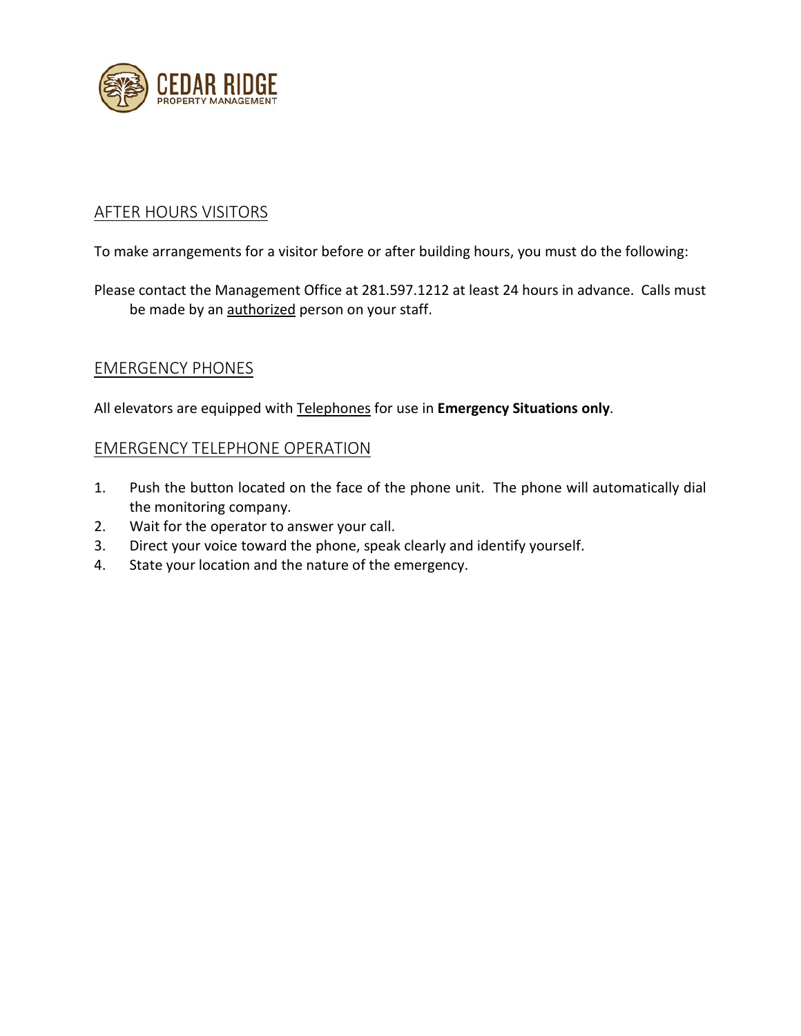## AFTER HOURS VISITORS

To make arrangements for a visitor before or after building hours, you must do the following:

Please contact the Management Office at 281.597.1212 at least 24 hours in advance. Calls must be made by an <u>authorized</u> person on your staff.

## EMERGENCY PHONES

All elevators are equipped with <u>Telephones</u> for use in **Emergency Situations only**.

## EMERGENCY TELEPHONE OPERATION

1. Push the button located on the face of the phone unit. The phone will automatically dial the monitoring company.
2. Wait for the operator to answer your call.
3. Direct your voice toward the phone, speak clearly and identify yourself.
4. State your location and the nature of the emergency.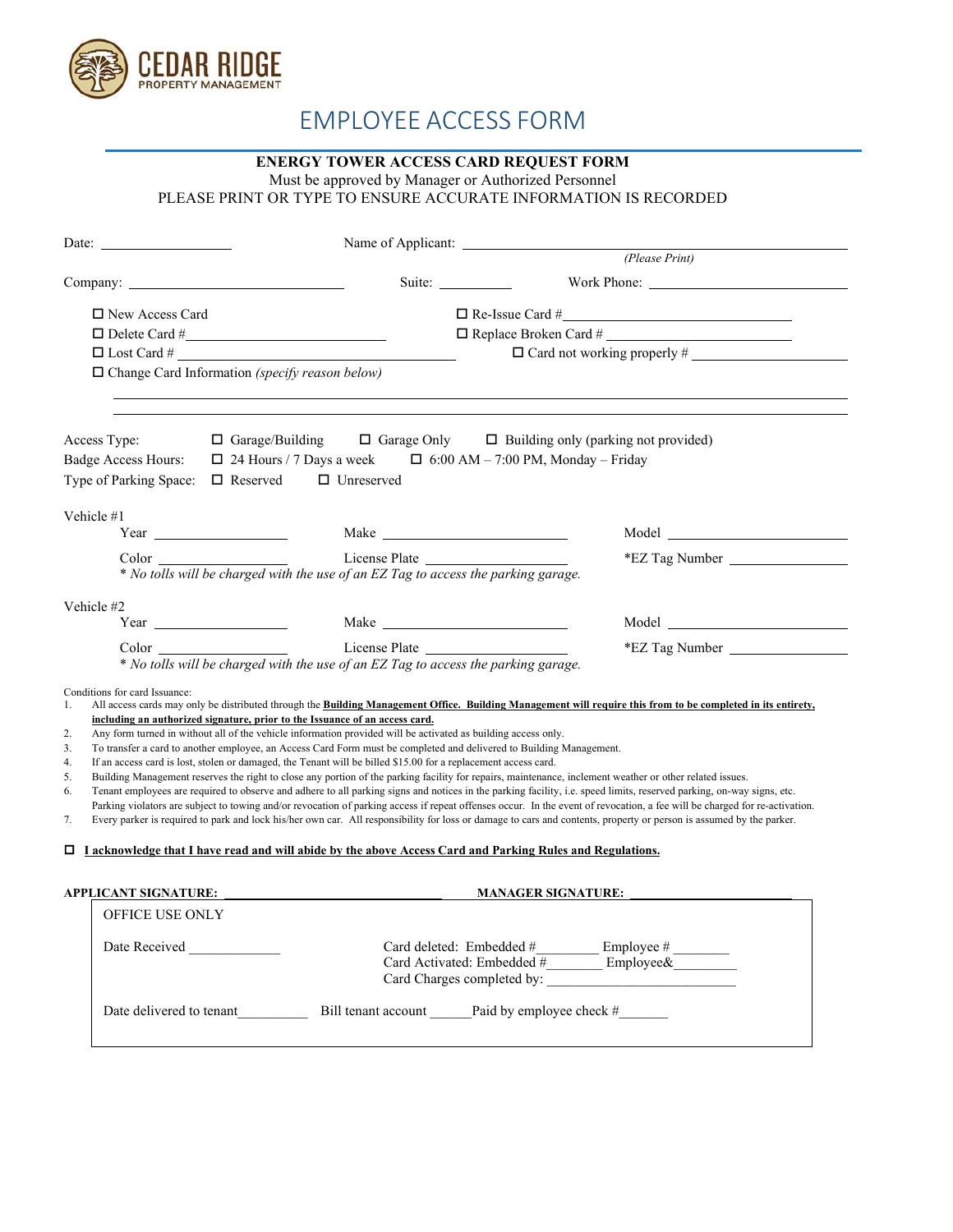CEDAR RIDGE
PROPERTY MANAGEMENT

# EMPLOYEE ACCESS FORM

**ENERGY TOWER ACCESS CARD REQUEST FORM**

Must be approved by Manager or Authorized Personnel

PLEASE PRINT OR TYPE TO ENSURE ACCURATE INFORMATION IS RECORDED

Date: ________________ Name of Applicant: ________________________________________
*(Please Print)*

Company: ____________________________ Suite: __________ Work Phone: ______________________

☐ New Access Card ☐ Re-Issue Card #______________________________
☐ Delete Card #__________________________ ☐ Replace Broken Card # ________________________
☐ Lost Card # ________________________________ ☐ Card not working properly # __________________
☐ Change Card Information *(specify reason below)*

_____________________________________________________________________________________
_____________________________________________________________________________________

Access Type: ☐ Garage/Building ☐ Garage Only ☐ Building only (parking not provided)
Badge Access Hours: ☐ 24 Hours / 7 Days a week ☐ 6:00 AM – 7:00 PM, Monday – Friday
Type of Parking Space: ☐ Reserved ☐ Unreserved

Vehicle #1
Year ________________ Make ________________________ Model ____________________
Color ________________ License Plate ________________ *EZ Tag Number ______________
*\* No tolls will be charged with the use of an EZ Tag to access the parking garage.*

Vehicle #2
Year ________________ Make ________________________ Model ____________________
Color ________________ License Plate ________________ *EZ Tag Number ______________
*\* No tolls will be charged with the use of an EZ Tag to access the parking garage.*

Conditions for card Issuance:

1. All access cards may only be distributed through the **Building Management Office. Building Management will require this from to be completed in its entirety, including an authorized signature, prior to the Issuance of an access card.**
2. Any form turned in without all of the vehicle information provided will be activated as building access only.
3. To transfer a card to another employee, an Access Card Form must be completed and delivered to Building Management.
4. If an access card is lost, stolen or damaged, the Tenant will be billed $15.00 for a replacement access card.
5. Building Management reserves the right to close any portion of the parking facility for repairs, maintenance, inclement weather or other related issues.
6. Tenant employees are required to observe and adhere to all parking signs and notices in the parking facility, i.e. speed limits, reserved parking, on-way signs, etc. Parking violators are subject to towing and/or revocation of parking access if repeat offenses occur. In the event of revocation, a fee will be charged for re-activation.
7. Every parker is required to park and lock his/her own car. All responsibility for loss or damage to cars and contents, property or person is assumed by the parker.

☐ **I acknowledge that I have read and will abide by the above Access Card and Parking Rules and Regulations.**

**APPLICANT SIGNATURE:** ______________________________ **MANAGER SIGNATURE:** ______________________

OFFICE USE ONLY

Date Received ____________ Card deleted: Embedded #________ Employee # ________
Card Activated: Embedded #_______ Employee&________
Card Charges completed by: __________________________

Date delivered to tenant_________ Bill tenant account ______Paid by employee check #_______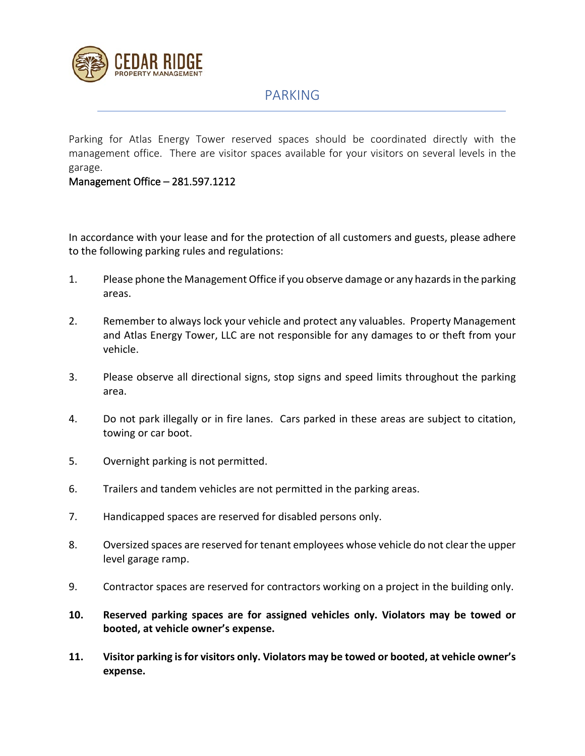# PARKING

Parking for Atlas Energy Tower reserved spaces should be coordinated directly with the management office. There are visitor spaces available for your visitors on several levels in the garage.

Management Office – 281.597.1212

In accordance with your lease and for the protection of all customers and guests, please adhere to the following parking rules and regulations:

1. Please phone the Management Office if you observe damage or any hazards in the parking areas.

2. Remember to always lock your vehicle and protect any valuables. Property Management and Atlas Energy Tower, LLC are not responsible for any damages to or theft from your vehicle.

3. Please observe all directional signs, stop signs and speed limits throughout the parking area.

4. Do not park illegally or in fire lanes. Cars parked in these areas are subject to citation, towing or car boot.

5. Overnight parking is not permitted.

6. Trailers and tandem vehicles are not permitted in the parking areas.

7. Handicapped spaces are reserved for disabled persons only.

8. Oversized spaces are reserved for tenant employees whose vehicle do not clear the upper level garage ramp.

9. Contractor spaces are reserved for contractors working on a project in the building only.

10. **Reserved parking spaces are for assigned vehicles only. Violators may be towed or booted, at vehicle owner's expense.**

11. **Visitor parking is for visitors only. Violators may be towed or booted, at vehicle owner's expense.**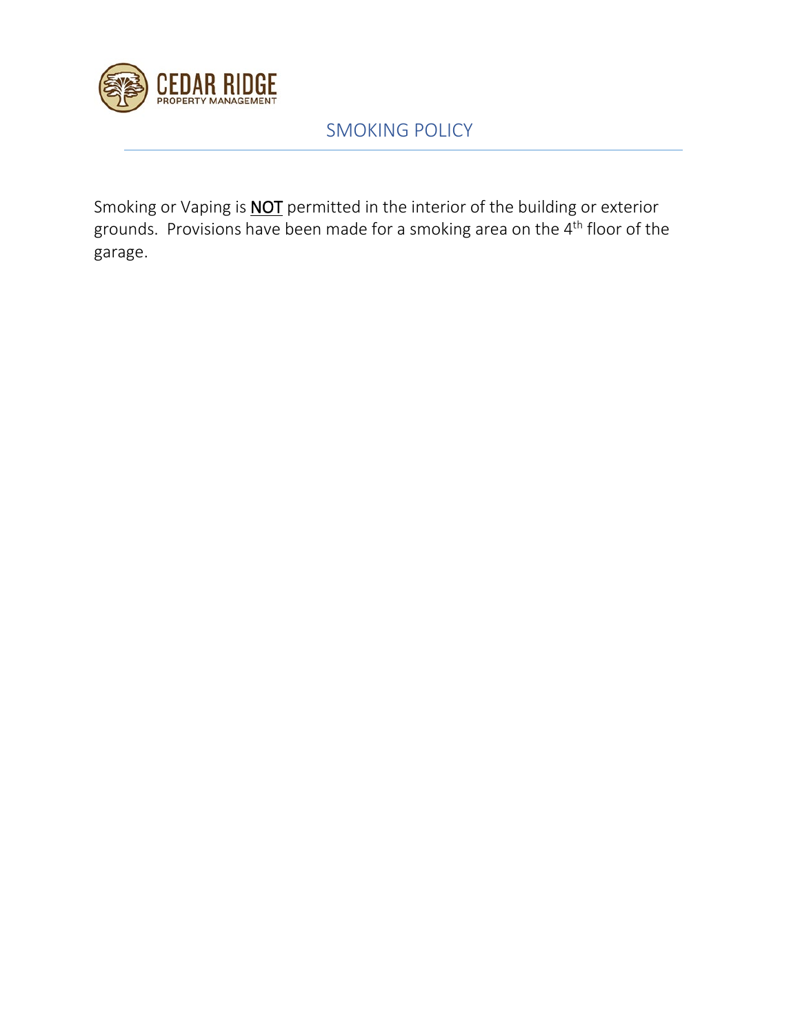CEDAR RIDGE
PROPERTY MANAGEMENT

# SMOKING POLICY

Smoking or Vaping is **<u>NOT</u>** permitted in the interior of the building or exterior grounds. Provisions have been made for a smoking area on the 4th floor of the garage.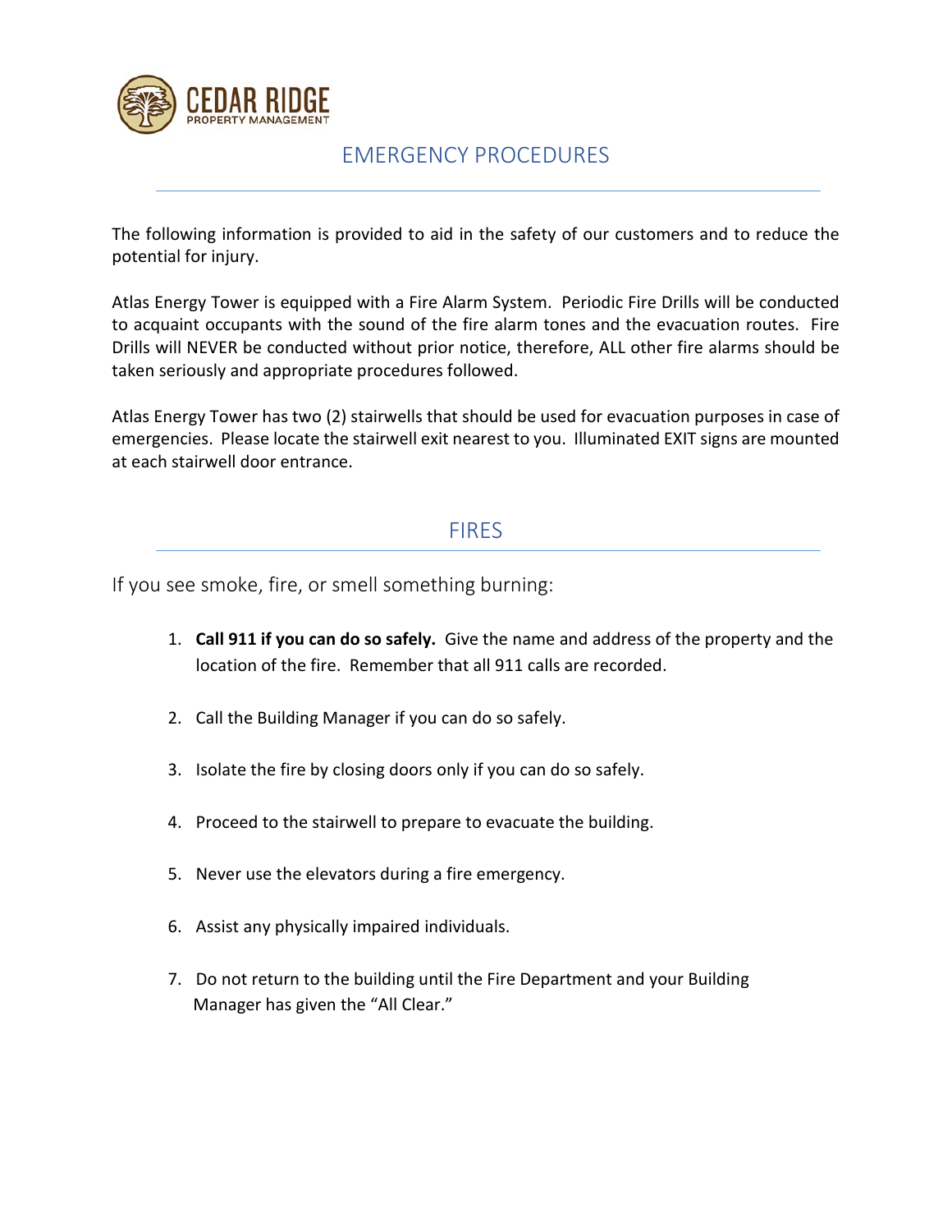CEDAR RIDGE
PROPERTY MANAGEMENT

# EMERGENCY PROCEDURES

The following information is provided to aid in the safety of our customers and to reduce the potential for injury.

Atlas Energy Tower is equipped with a Fire Alarm System. Periodic Fire Drills will be conducted to acquaint occupants with the sound of the fire alarm tones and the evacuation routes. Fire Drills will NEVER be conducted without prior notice, therefore, ALL other fire alarms should be taken seriously and appropriate procedures followed.

Atlas Energy Tower has two (2) stairwells that should be used for evacuation purposes in case of emergencies. Please locate the stairwell exit nearest to you. Illuminated EXIT signs are mounted at each stairwell door entrance.

## FIRES

If you see smoke, fire, or smell something burning:

1. **Call 911 if you can do so safely.** Give the name and address of the property and the location of the fire. Remember that all 911 calls are recorded.

2. Call the Building Manager if you can do so safely.

3. Isolate the fire by closing doors only if you can do so safely.

4. Proceed to the stairwell to prepare to evacuate the building.

5. Never use the elevators during a fire emergency.

6. Assist any physically impaired individuals.

7. Do not return to the building until the Fire Department and your Building Manager has given the "All Clear."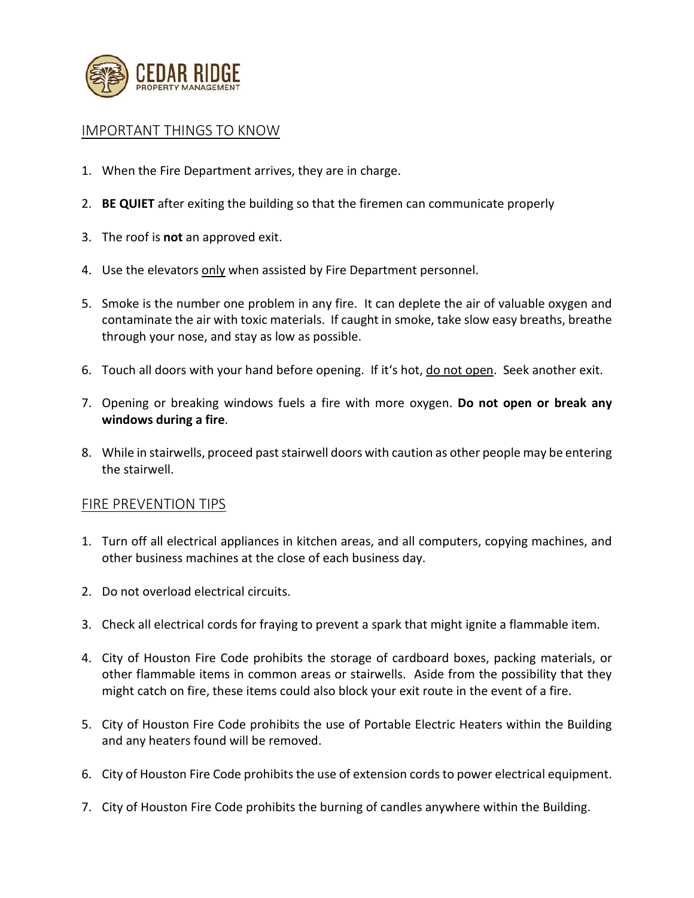## IMPORTANT THINGS TO KNOW

1. When the Fire Department arrives, they are in charge.

2. **BE QUIET** after exiting the building so that the firemen can communicate properly

3. The roof is **not** an approved exit.

4. Use the elevators only when assisted by Fire Department personnel.

5. Smoke is the number one problem in any fire. It can deplete the air of valuable oxygen and contaminate the air with toxic materials. If caught in smoke, take slow easy breaths, breathe through your nose, and stay as low as possible.

6. Touch all doors with your hand before opening. If it's hot, do not open. Seek another exit.

7. Opening or breaking windows fuels a fire with more oxygen. **Do not open or break any windows during a fire**.

8. While in stairwells, proceed past stairwell doors with caution as other people may be entering the stairwell.

## FIRE PREVENTION TIPS

1. Turn off all electrical appliances in kitchen areas, and all computers, copying machines, and other business machines at the close of each business day.

2. Do not overload electrical circuits.

3. Check all electrical cords for fraying to prevent a spark that might ignite a flammable item.

4. City of Houston Fire Code prohibits the storage of cardboard boxes, packing materials, or other flammable items in common areas or stairwells. Aside from the possibility that they might catch on fire, these items could also block your exit route in the event of a fire.

5. City of Houston Fire Code prohibits the use of Portable Electric Heaters within the Building and any heaters found will be removed.

6. City of Houston Fire Code prohibits the use of extension cords to power electrical equipment.

7. City of Houston Fire Code prohibits the burning of candles anywhere within the Building.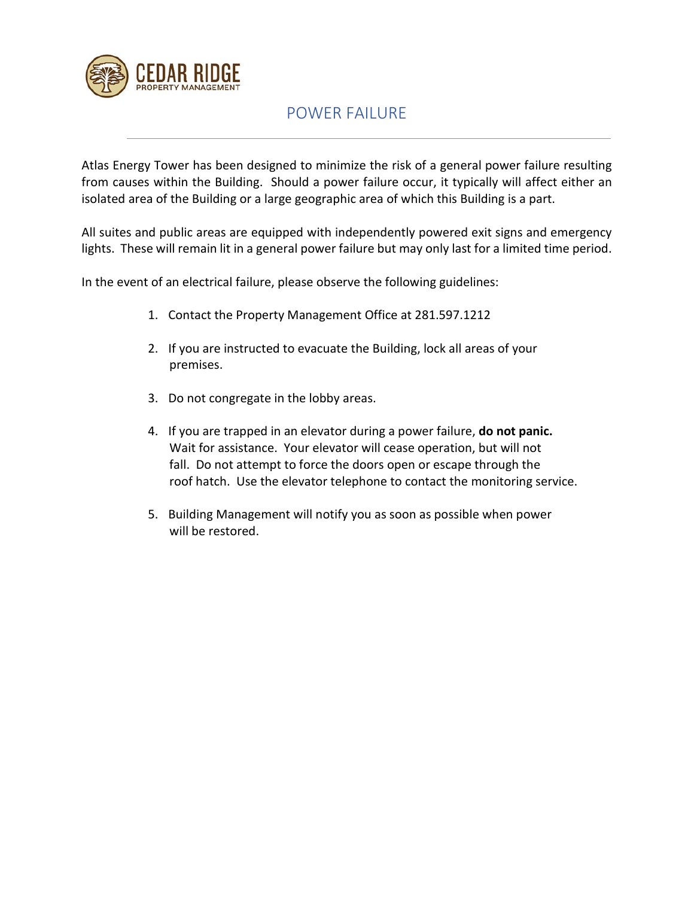CEDAR RIDGE
PROPERTY MANAGEMENT

# POWER FAILURE

Atlas Energy Tower has been designed to minimize the risk of a general power failure resulting from causes within the Building. Should a power failure occur, it typically will affect either an isolated area of the Building or a large geographic area of which this Building is a part.

All suites and public areas are equipped with independently powered exit signs and emergency lights. These will remain lit in a general power failure but may only last for a limited time period.

In the event of an electrical failure, please observe the following guidelines:

1. Contact the Property Management Office at 281.597.1212
2. If you are instructed to evacuate the Building, lock all areas of your premises.
3. Do not congregate in the lobby areas.
4. If you are trapped in an elevator during a power failure, **do not panic.** Wait for assistance. Your elevator will cease operation, but will not fall. Do not attempt to force the doors open or escape through the roof hatch. Use the elevator telephone to contact the monitoring service.
5. Building Management will notify you as soon as possible when power will be restored.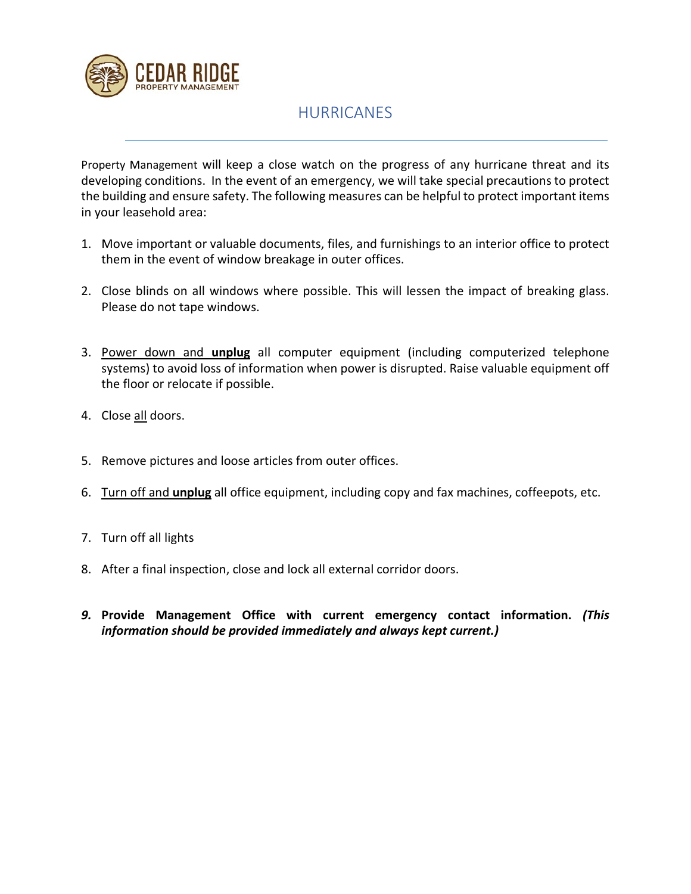CEDAR RIDGE
PROPERTY MANAGEMENT

# HURRICANES

Property Management will keep a close watch on the progress of any hurricane threat and its developing conditions. In the event of an emergency, we will take special precautions to protect the building and ensure safety. The following measures can be helpful to protect important items in your leasehold area:

1. Move important or valuable documents, files, and furnishings to an interior office to protect them in the event of window breakage in outer offices.

2. Close blinds on all windows where possible. This will lessen the impact of breaking glass. Please do not tape windows.

3. <u>Power down and **unplug**</u> all computer equipment (including computerized telephone systems) to avoid loss of information when power is disrupted. Raise valuable equipment off the floor or relocate if possible.

4. Close <u>all</u> doors.

5. Remove pictures and loose articles from outer offices.

6. <u>Turn off and **unplug**</u> all office equipment, including copy and fax machines, coffeepots, etc.

7. Turn off all lights

8. After a final inspection, close and lock all external corridor doors.

9. **Provide Management Office with current emergency contact information.** ***(This information should be provided immediately and always kept current.)***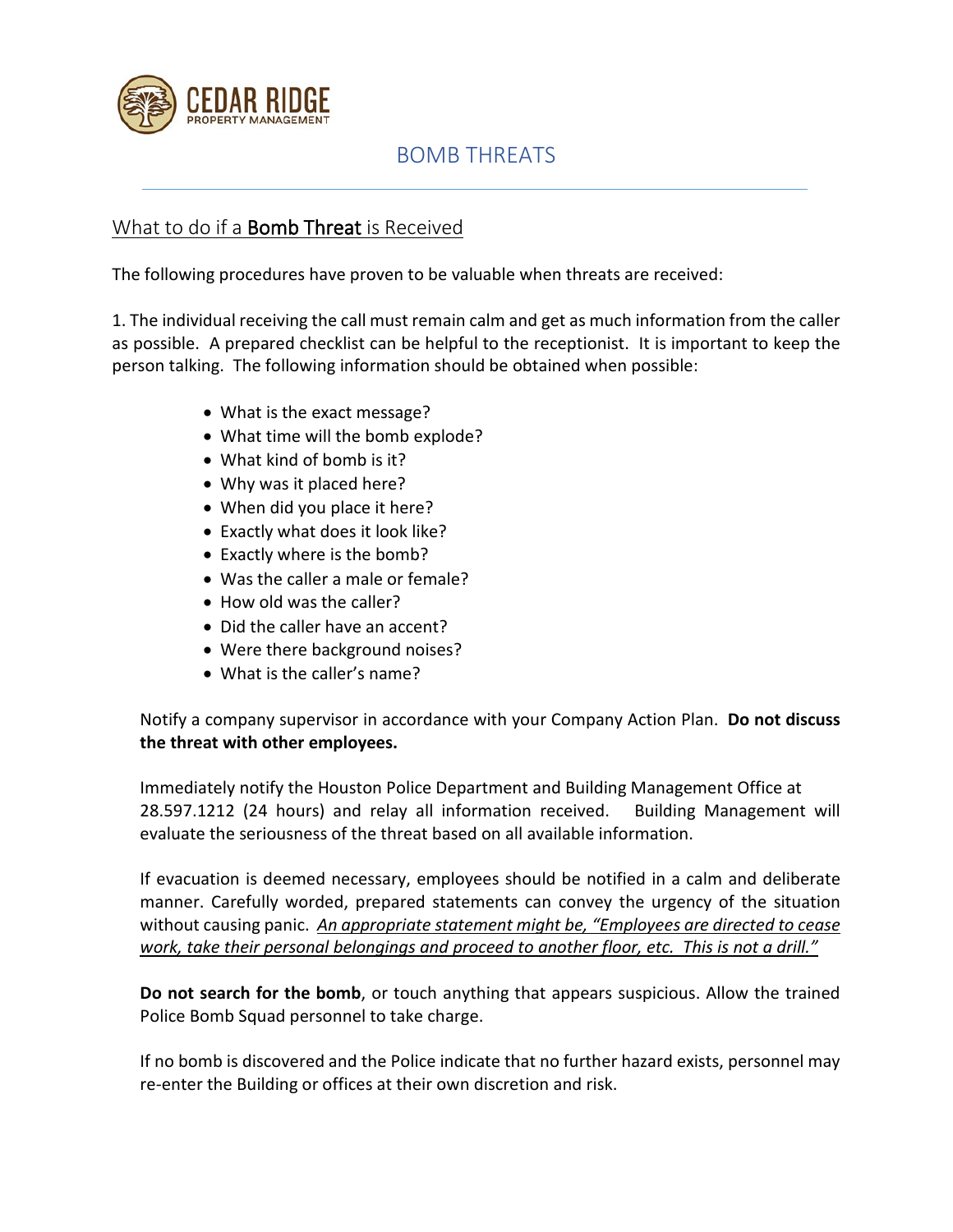# BOMB THREATS

## What to do if a **Bomb Threat** is Received

The following procedures have proven to be valuable when threats are received:

1. The individual receiving the call must remain calm and get as much information from the caller as possible. A prepared checklist can be helpful to the receptionist. It is important to keep the person talking. The following information should be obtained when possible:

   - What is the exact message?
   - What time will the bomb explode?
   - What kind of bomb is it?
   - Why was it placed here?
   - When did you place it here?
   - Exactly what does it look like?
   - Exactly where is the bomb?
   - Was the caller a male or female?
   - How old was the caller?
   - Did the caller have an accent?
   - Were there background noises?
   - What is the caller's name?

   Notify a company supervisor in accordance with your Company Action Plan. **Do not discuss the threat with other employees.**

   Immediately notify the Houston Police Department and Building Management Office at 28.597.1212 (24 hours) and relay all information received. Building Management will evaluate the seriousness of the threat based on all available information.

   If evacuation is deemed necessary, employees should be notified in a calm and deliberate manner. Carefully worded, prepared statements can convey the urgency of the situation without causing panic. *An appropriate statement might be, "Employees are directed to cease work, take their personal belongings and proceed to another floor, etc. This is not a drill."*

   **Do not search for the bomb**, or touch anything that appears suspicious. Allow the trained Police Bomb Squad personnel to take charge.

   If no bomb is discovered and the Police indicate that no further hazard exists, personnel may re-enter the Building or offices at their own discretion and risk.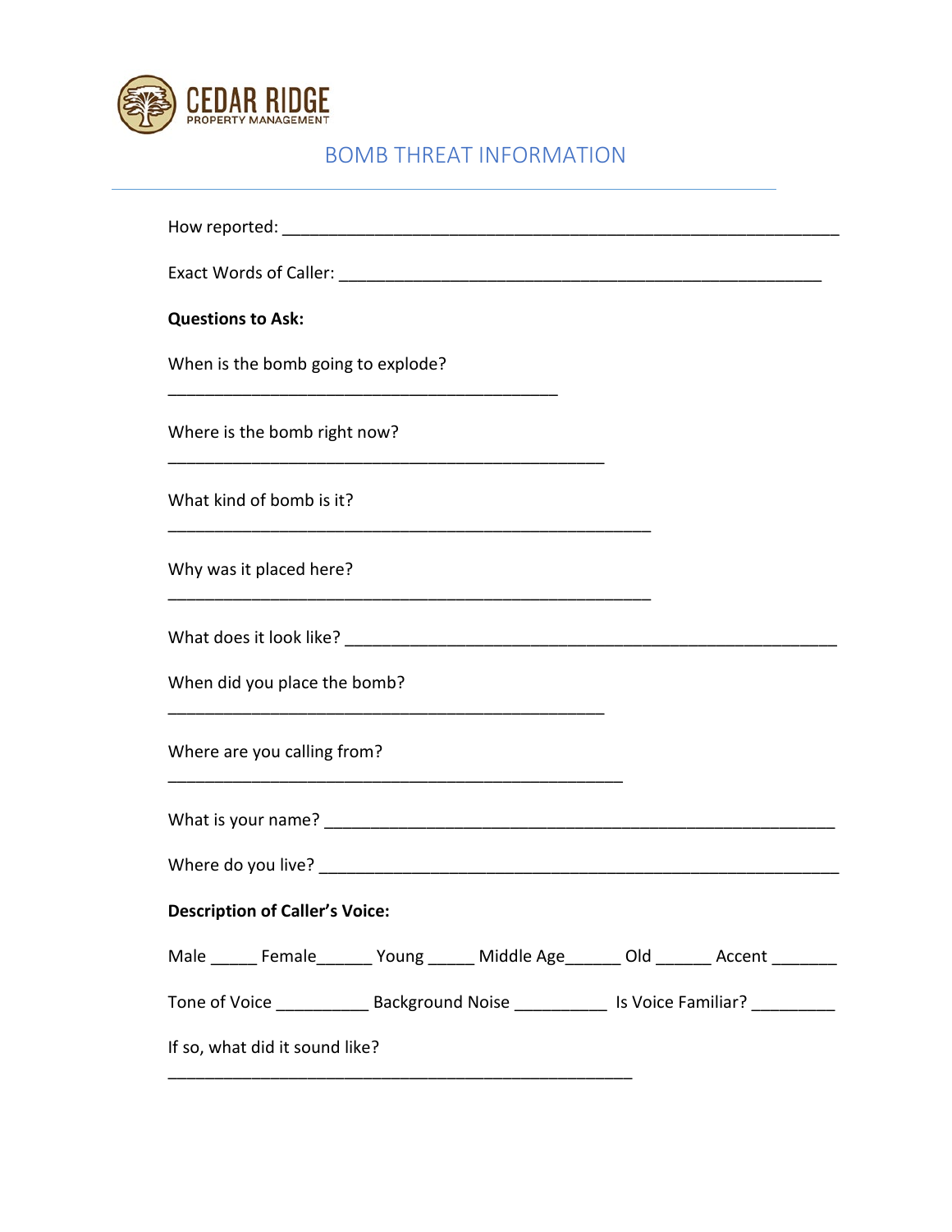CEDAR RIDGE
PROPERTY MANAGEMENT

# BOMB THREAT INFORMATION

How reported: ____________________________________________________________

Exact Words of Caller: _____________________________________________________

**Questions to Ask:**

When is the bomb going to explode?

__________________________________________

Where is the bomb right now?

_______________________________________________

What kind of bomb is it?

____________________________________________________

Why was it placed here?

____________________________________________________

What does it look like? _____________________________________________________

When did you place the bomb?

_______________________________________________

Where are you calling from?

_________________________________________________

What is your name? _______________________________________________________

Where do you live? ________________________________________________________

**Description of Caller's Voice:**

Male _____ Female______ Young _____ Middle Age______ Old ______ Accent _______

Tone of Voice __________ Background Noise __________ Is Voice Familiar? _________

If so, what did it sound like?

__________________________________________________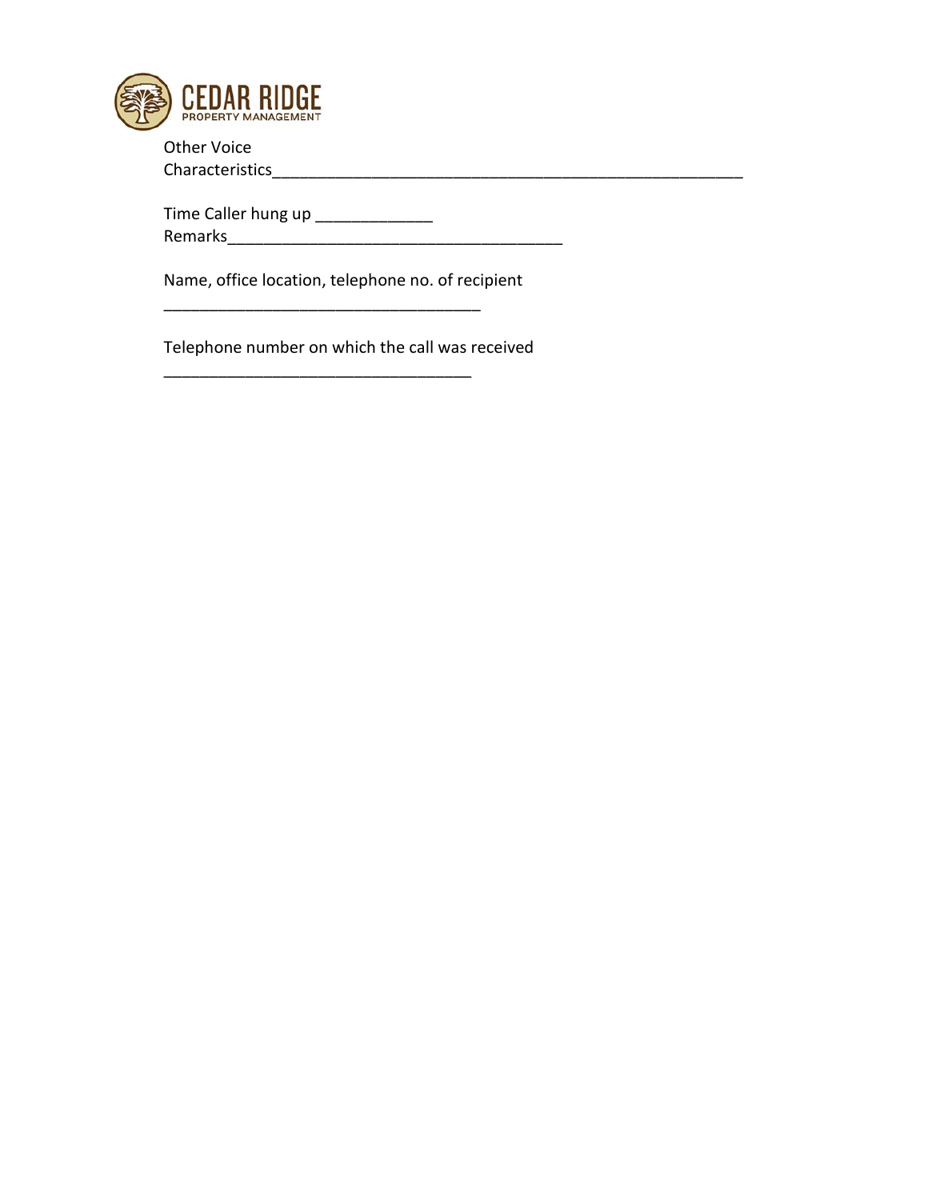Other Voice Characteristics________________________________________________________

Time Caller hung up _____________
Remarks________________________________________

Name, office location, telephone no. of recipient
_____________________________________

Telephone number on which the call was received
____________________________________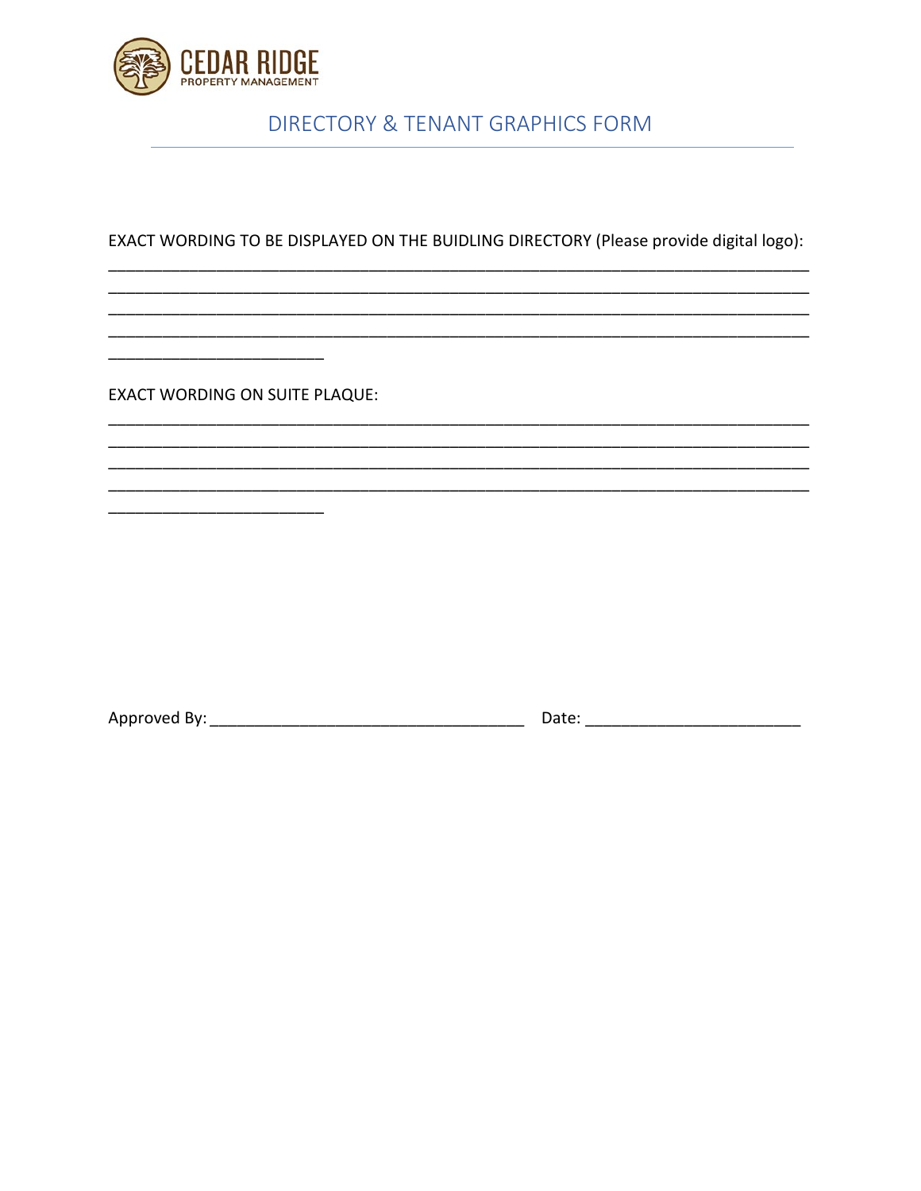CEDAR RIDGE
PROPERTY MANAGEMENT

# DIRECTORY & TENANT GRAPHICS FORM

EXACT WORDING TO BE DISPLAYED ON THE BUIDLING DIRECTORY (Please provide digital logo):
_______________________________________________________________________________
_______________________________________________________________________________
_______________________________________________________________________________
_______________________________________________________________________________
_________________________

EXACT WORDING ON SUITE PLAQUE:
_______________________________________________________________________________
_______________________________________________________________________________
_______________________________________________________________________________
_______________________________________________________________________________
_________________________

Approved By: ____________________________________ Date: ________________________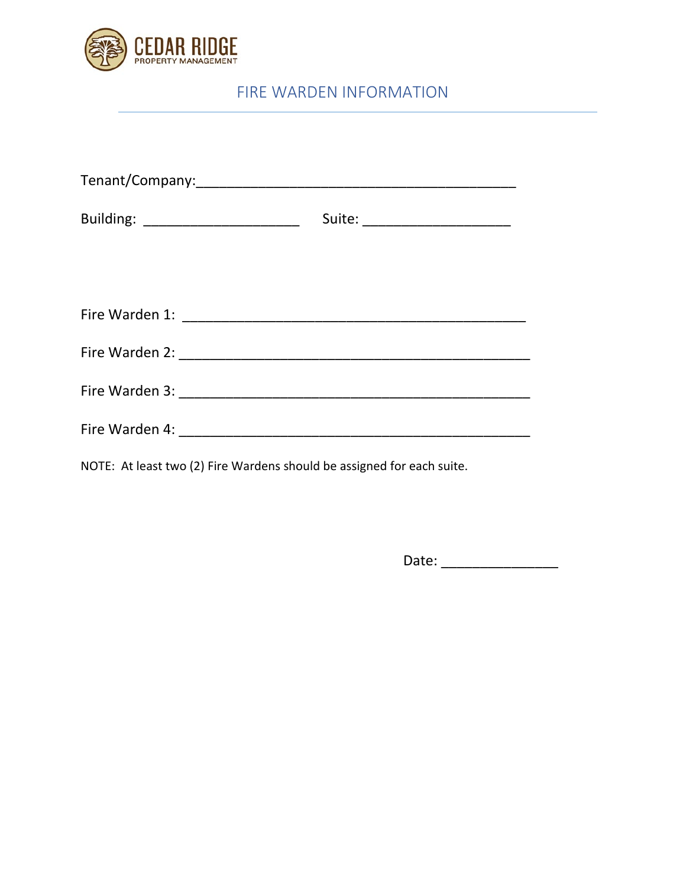CEDAR RIDGE
PROPERTY MANAGEMENT

# FIRE WARDEN INFORMATION

---

Tenant/Company:________________________________________

Building: ____________________ Suite: ___________________

Fire Warden 1: ___________________________________________

Fire Warden 2: ____________________________________________

Fire Warden 3: ____________________________________________

Fire Warden 4: ____________________________________________

NOTE: At least two (2) Fire Wardens should be assigned for each suite.

Date: _______________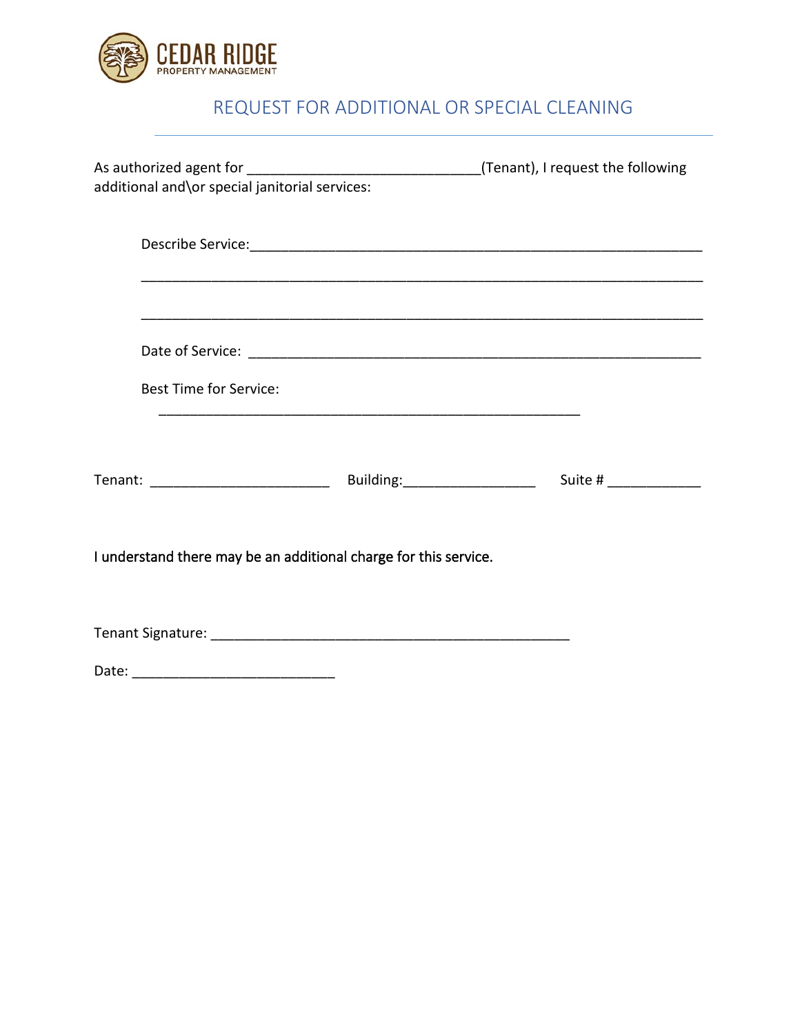CEDAR RIDGE
PROPERTY MANAGEMENT

# REQUEST FOR ADDITIONAL OR SPECIAL CLEANING

As authorized agent for ______________________________(Tenant), I request the following additional and\or special janitorial services:

Describe Service:___________________________________________________________

____________________________________________________________________

____________________________________________________________________

Date of Service: ____________________________________________________________

Best Time for Service:

_______________________________________________________

Tenant: _______________________ Building:_________________ Suite # ____________

I understand there may be an additional charge for this service.

Tenant Signature: _______________________________________________

Date: __________________________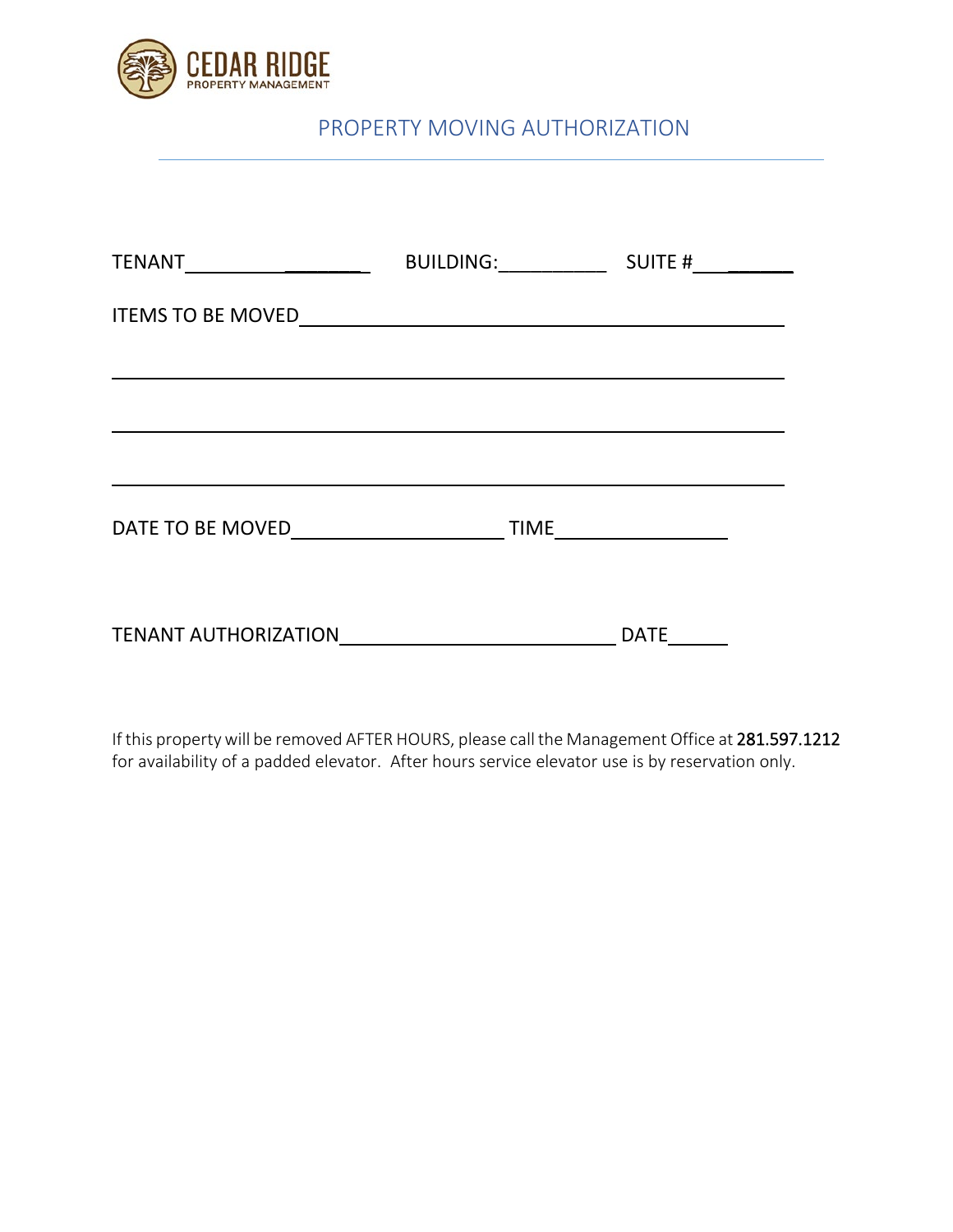CEDAR RIDGE
PROPERTY MANAGEMENT

# PROPERTY MOVING AUTHORIZATION

TENANT__________________ BUILDING:__________ SUITE #__________

ITEMS TO BE MOVED______________________________________________

_______________________________________________________________

_______________________________________________________________

_______________________________________________________________

DATE TO BE MOVED____________________ TIME________________

TENANT AUTHORIZATION__________________________ DATE______

If this property will be removed AFTER HOURS, please call the Management Office at 281.597.1212 for availability of a padded elevator. After hours service elevator use is by reservation only.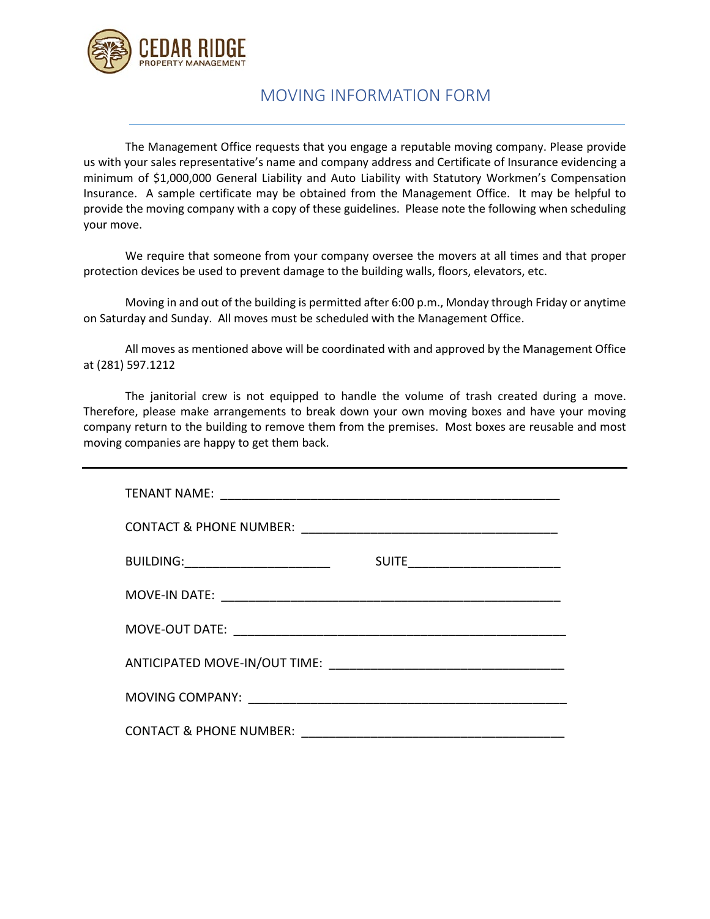CEDAR RIDGE
PROPERTY MANAGEMENT

# MOVING INFORMATION FORM

---

The Management Office requests that you engage a reputable moving company. Please provide us with your sales representative's name and company address and Certificate of Insurance evidencing a minimum of $1,000,000 General Liability and Auto Liability with Statutory Workmen's Compensation Insurance. A sample certificate may be obtained from the Management Office. It may be helpful to provide the moving company with a copy of these guidelines. Please note the following when scheduling your move.

We require that someone from your company oversee the movers at all times and that proper protection devices be used to prevent damage to the building walls, floors, elevators, etc.

Moving in and out of the building is permitted after 6:00 p.m., Monday through Friday or anytime on Saturday and Sunday. All moves must be scheduled with the Management Office.

All moves as mentioned above will be coordinated with and approved by the Management Office at (281) 597.1212

The janitorial crew is not equipped to handle the volume of trash created during a move. Therefore, please make arrangements to break down your own moving boxes and have your moving company return to the building to remove them from the premises. Most boxes are reusable and most moving companies are happy to get them back.

---

TENANT NAME: ____________________________________________________

CONTACT & PHONE NUMBER: ______________________________________

BUILDING:_____________________ SUITE______________________

MOVE-IN DATE: ____________________________________________________

MOVE-OUT DATE: __________________________________________________

ANTICIPATED MOVE-IN/OUT TIME: ___________________________________

MOVING COMPANY: _______________________________________________

CONTACT & PHONE NUMBER: _______________________________________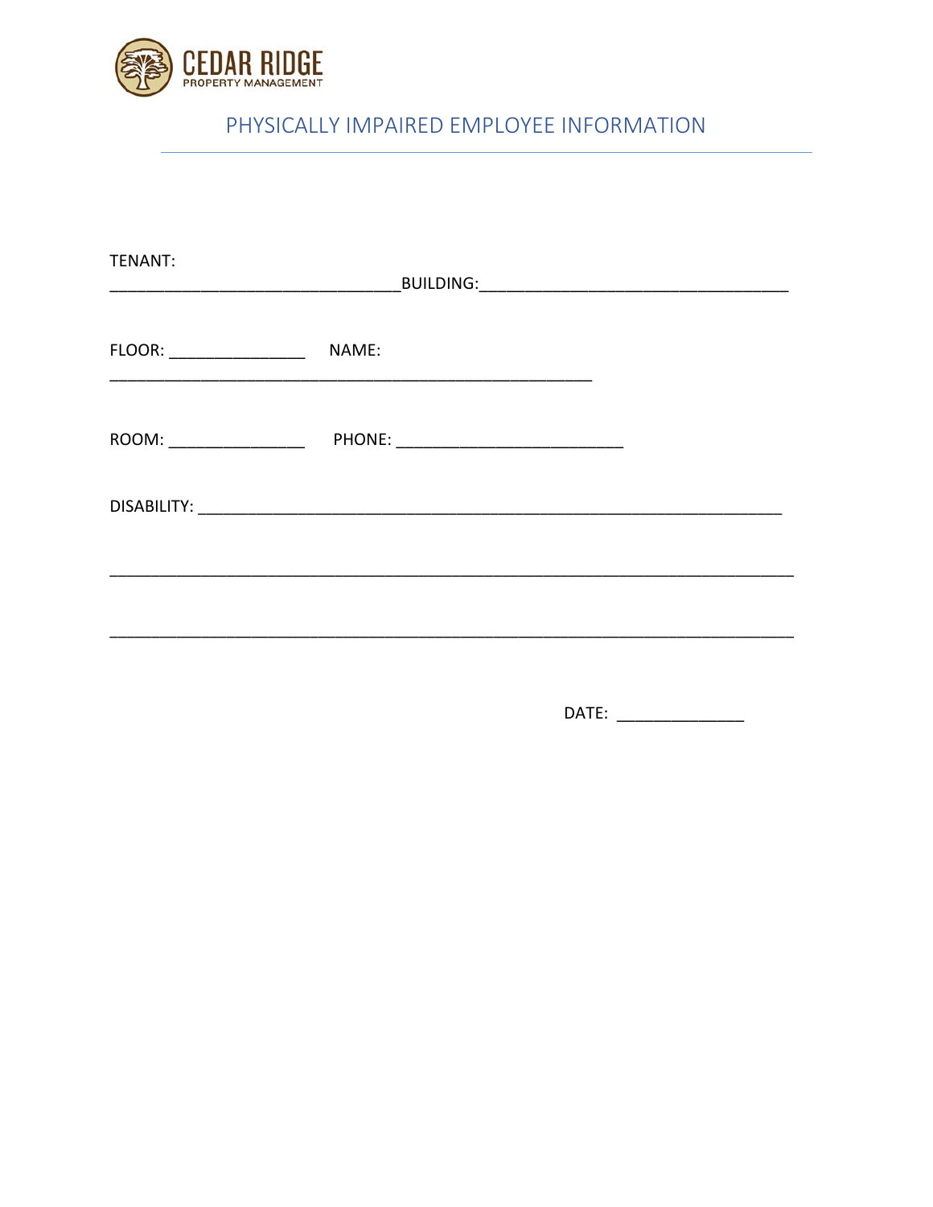CEDAR RIDGE
PROPERTY MANAGEMENT

# PHYSICALLY IMPAIRED EMPLOYEE INFORMATION

TENANT: ________________________________ BUILDING: __________________________________

FLOOR: _______________ NAME: _____________________________________________________

ROOM: _______________ PHONE: _________________________

DISABILITY: _________________________________________________________________

___________________________________________________________________________

___________________________________________________________________________

DATE: ______________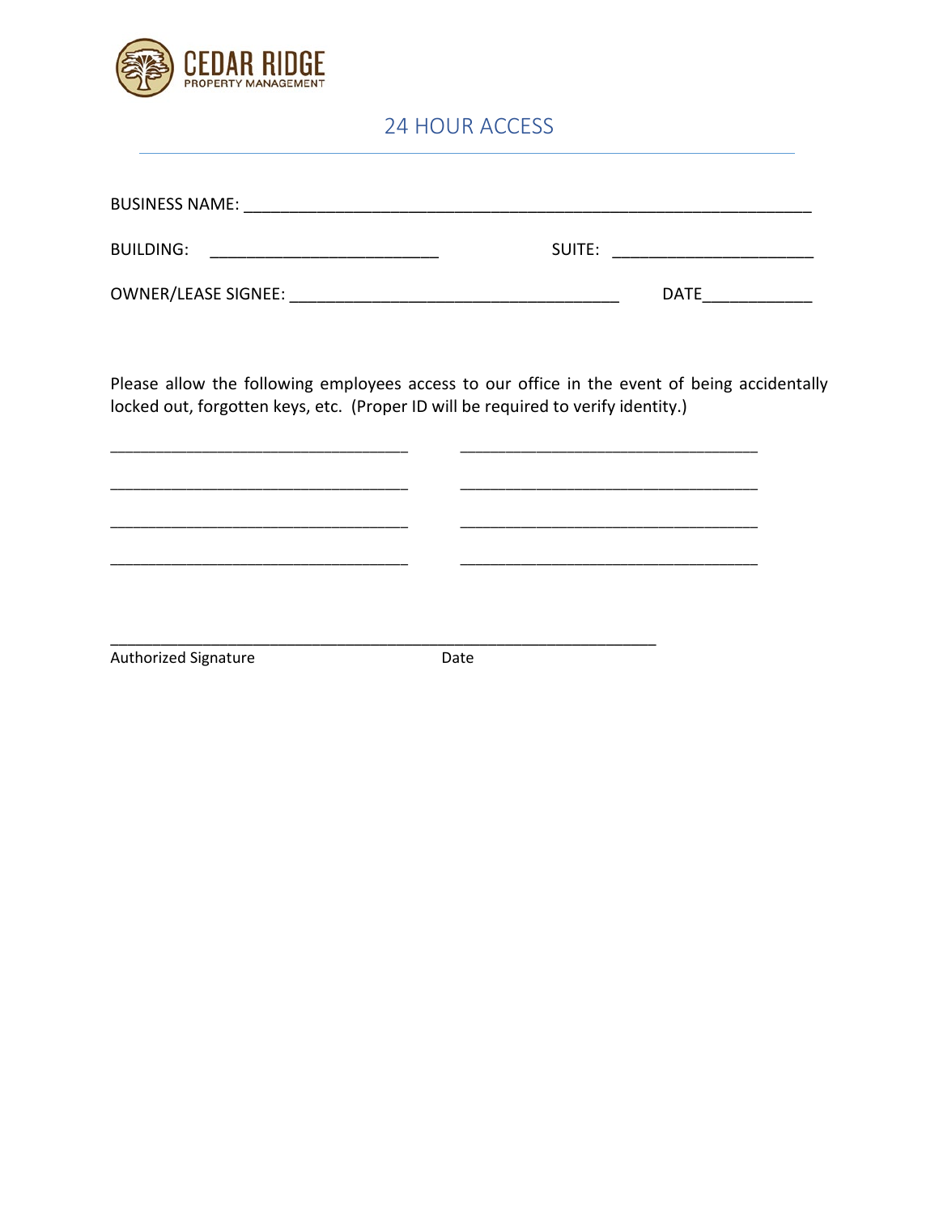CEDAR RIDGE
PROPERTY MANAGEMENT

# 24 HOUR ACCESS

---

BUSINESS NAME: ______________________________________________________________

BUILDING: _________________________ SUITE: ______________________

OWNER/LEASE SIGNEE: ____________________________________ DATE____________

Please allow the following employees access to our office in the event of being accidentally locked out, forgotten keys, etc. (Proper ID will be required to verify identity.)

_________________________________ _________________________________

_________________________________ _________________________________

_________________________________ _________________________________

_________________________________ _________________________________

____________________________________________________________

Authorized Signature Date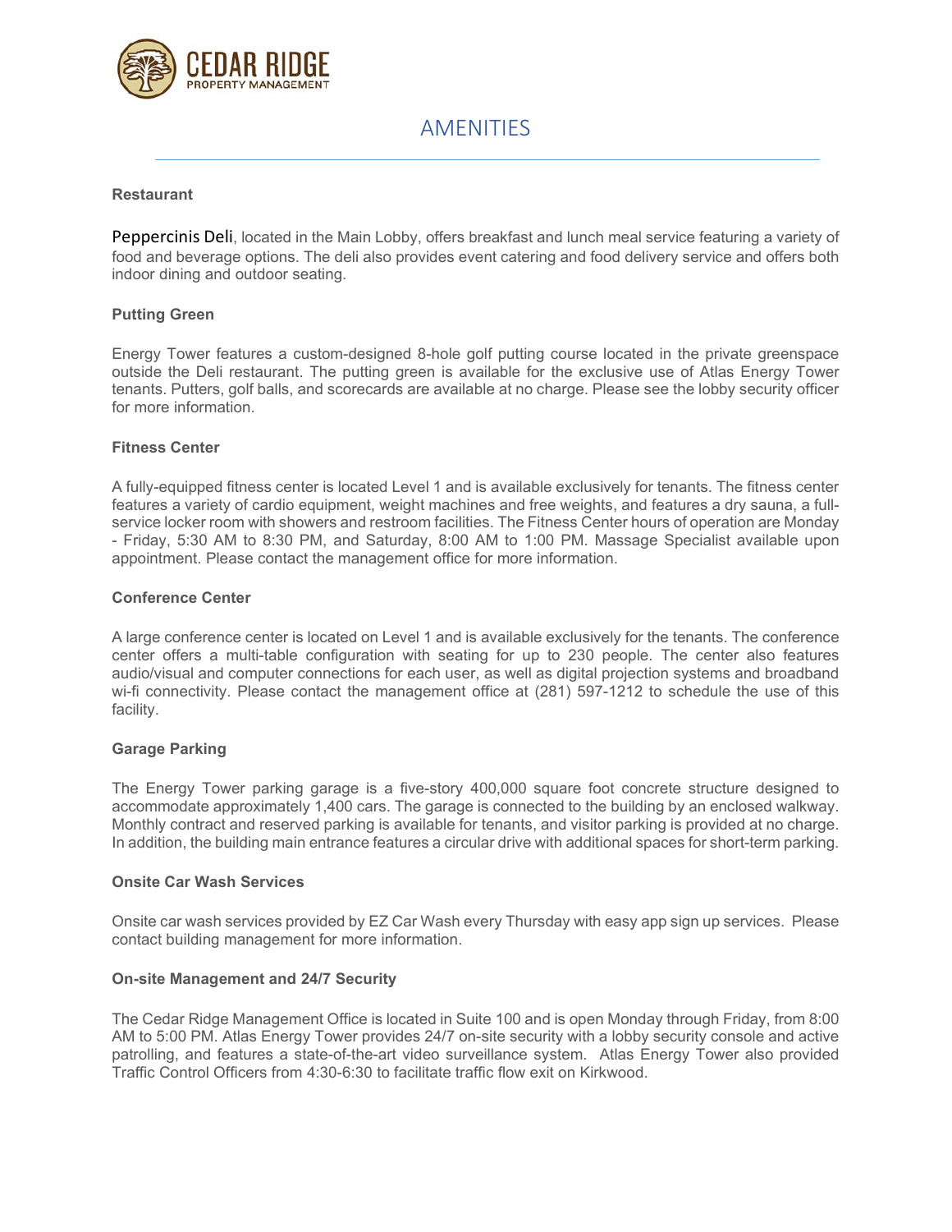CEDAR RIDGE
PROPERTY MANAGEMENT

# AMENITIES

### Restaurant

Peppercinis Deli, located in the Main Lobby, offers breakfast and lunch meal service featuring a variety of food and beverage options. The deli also provides event catering and food delivery service and offers both indoor dining and outdoor seating.

### Putting Green

Energy Tower features a custom-designed 8-hole golf putting course located in the private greenspace outside the Deli restaurant. The putting green is available for the exclusive use of Atlas Energy Tower tenants. Putters, golf balls, and scorecards are available at no charge. Please see the lobby security officer for more information.

### Fitness Center

A fully-equipped fitness center is located Level 1 and is available exclusively for tenants. The fitness center features a variety of cardio equipment, weight machines and free weights, and features a dry sauna, a full-service locker room with showers and restroom facilities. The Fitness Center hours of operation are Monday - Friday, 5:30 AM to 8:30 PM, and Saturday, 8:00 AM to 1:00 PM. Massage Specialist available upon appointment. Please contact the management office for more information.

### Conference Center

A large conference center is located on Level 1 and is available exclusively for the tenants. The conference center offers a multi-table configuration with seating for up to 230 people. The center also features audio/visual and computer connections for each user, as well as digital projection systems and broadband wi-fi connectivity. Please contact the management office at (281) 597-1212 to schedule the use of this facility.

### Garage Parking

The Energy Tower parking garage is a five-story 400,000 square foot concrete structure designed to accommodate approximately 1,400 cars. The garage is connected to the building by an enclosed walkway. Monthly contract and reserved parking is available for tenants, and visitor parking is provided at no charge. In addition, the building main entrance features a circular drive with additional spaces for short-term parking.

### Onsite Car Wash Services

Onsite car wash services provided by EZ Car Wash every Thursday with easy app sign up services. Please contact building management for more information.

### On-site Management and 24/7 Security

The Cedar Ridge Management Office is located in Suite 100 and is open Monday through Friday, from 8:00 AM to 5:00 PM. Atlas Energy Tower provides 24/7 on-site security with a lobby security console and active patrolling, and features a state-of-the-art video surveillance system. Atlas Energy Tower also provided Traffic Control Officers from 4:30-6:30 to facilitate traffic flow exit on Kirkwood.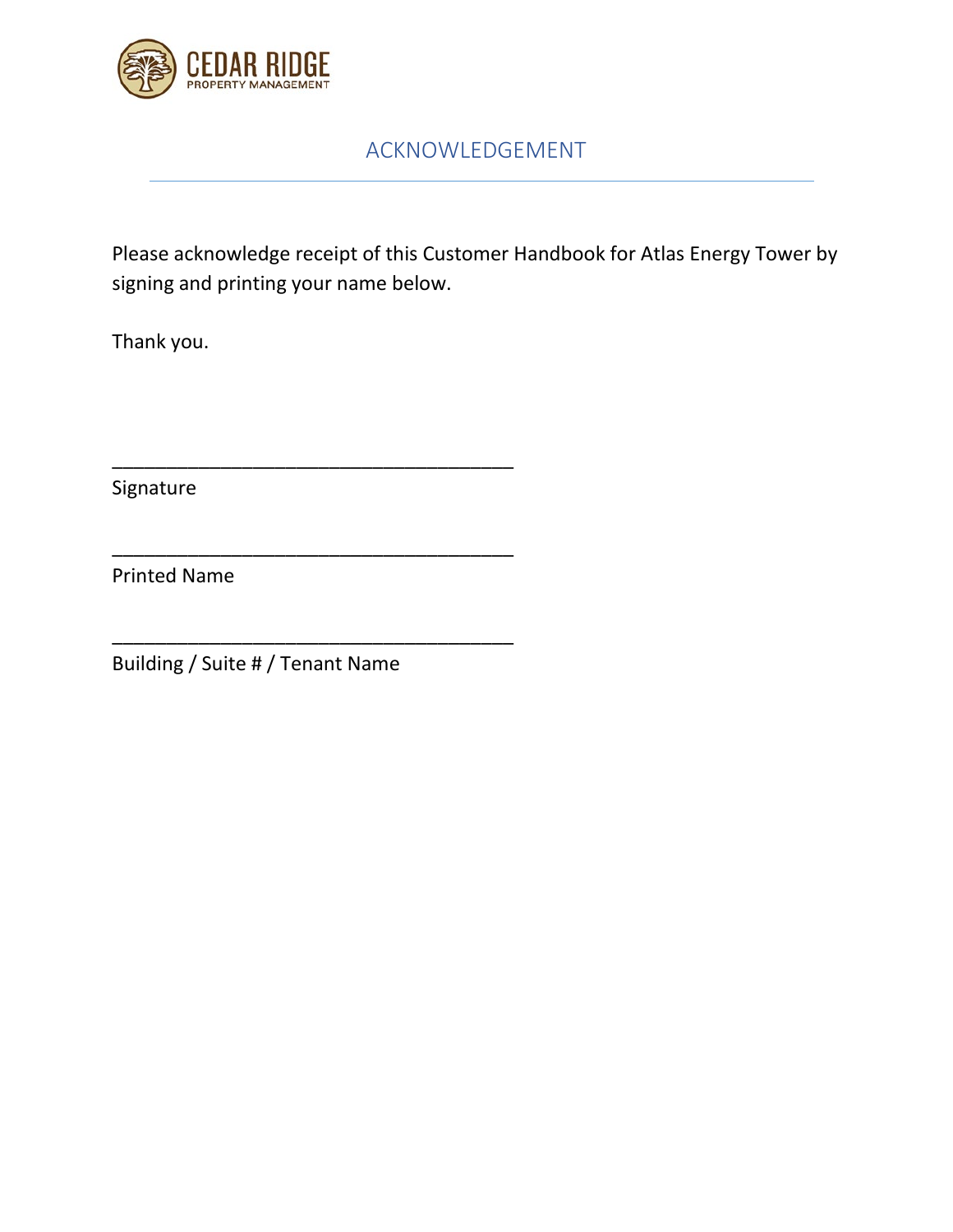CEDAR RIDGE
PROPERTY MANAGEMENT

# ACKNOWLEDGEMENT

Please acknowledge receipt of this Customer Handbook for Atlas Energy Tower by signing and printing your name below.

Thank you.

\_\_\_\_\_\_\_\_\_\_\_\_\_\_\_\_\_\_\_\_\_\_\_\_\_\_\_\_\_\_\_\_\_\_\_\_\_\_

Signature

\_\_\_\_\_\_\_\_\_\_\_\_\_\_\_\_\_\_\_\_\_\_\_\_\_\_\_\_\_\_\_\_\_\_\_\_\_\_

Printed Name

\_\_\_\_\_\_\_\_\_\_\_\_\_\_\_\_\_\_\_\_\_\_\_\_\_\_\_\_\_\_\_\_\_\_\_\_\_\_

Building / Suite # / Tenant Name